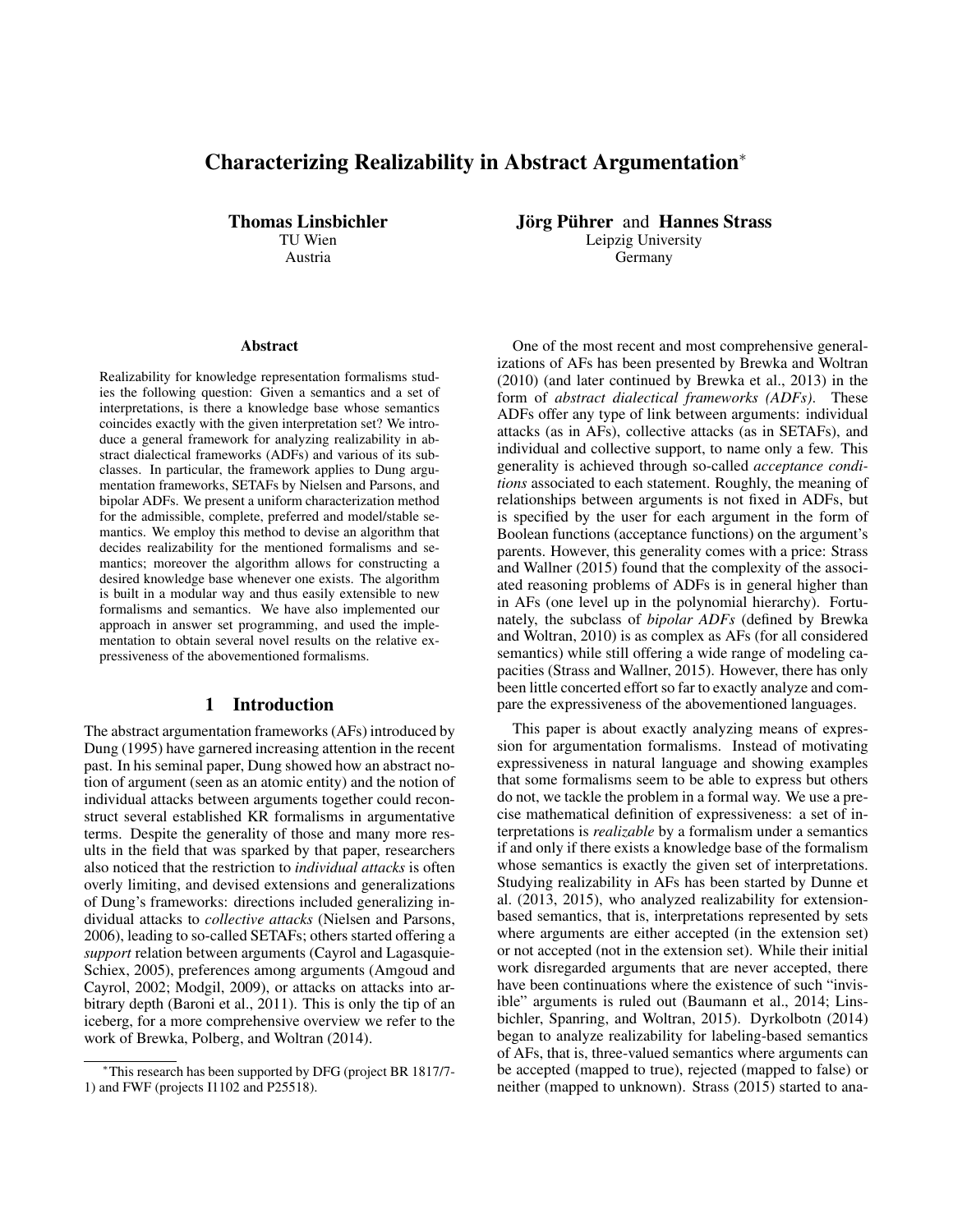# Characterizing Realizability in Abstract Argumentation*

**Thomas Linsbichler**
TU Wien
Austria

**Jörg Pührer** and **Hannes Strass**
Leipzig University
Germany

### Abstract

Realizability for knowledge representation formalisms studies the following question: Given a semantics and a set of interpretations, is there a knowledge base whose semantics coincides exactly with the given interpretation set? We introduce a general framework for analyzing realizability in abstract dialectical frameworks (ADFs) and various of its subclasses. In particular, the framework applies to Dung argumentation frameworks, SETAFs by Nielsen and Parsons, and bipolar ADFs. We present a uniform characterization method for the admissible, complete, preferred and model/stable semantics. We employ this method to devise an algorithm that decides realizability for the mentioned formalisms and semantics; moreover the algorithm allows for constructing a desired knowledge base whenever one exists. The algorithm is built in a modular way and thus easily extensible to new formalisms and semantics. We have also implemented our approach in answer set programming, and used the implementation to obtain several novel results on the relative expressiveness of the abovementioned formalisms.

## 1 Introduction

The abstract argumentation frameworks (AFs) introduced by Dung (1995) have garnered increasing attention in the recent past. In his seminal paper, Dung showed how an abstract notion of argument (seen as an atomic entity) and the notion of individual attacks between arguments together could reconstruct several established KR formalisms in argumentative terms. Despite the generality of those and many more results in the field that was sparked by that paper, researchers also noticed that the restriction to *individual attacks* is often overly limiting, and devised extensions and generalizations of Dung's frameworks: directions included generalizing individual attacks to *collective attacks* (Nielsen and Parsons, 2006), leading to so-called SETAFs; others started offering a *support* relation between arguments (Cayrol and Lagasquie-Schiex, 2005), preferences among arguments (Amgoud and Cayrol, 2002; Modgil, 2009), or attacks on attacks into arbitrary depth (Baroni et al., 2011). This is only the tip of an iceberg, for a more comprehensive overview we refer to the work of Brewka, Polberg, and Woltran (2014).

One of the most recent and most comprehensive generalizations of AFs has been presented by Brewka and Woltran (2010) (and later continued by Brewka et al., 2013) in the form of *abstract dialectical frameworks (ADFs)*. These ADFs offer any type of link between arguments: individual attacks (as in AFs), collective attacks (as in SETAFs), and individual and collective support, to name only a few. This generality is achieved through so-called *acceptance conditions* associated to each statement. Roughly, the meaning of relationships between arguments is not fixed in ADFs, but is specified by the user for each argument in the form of Boolean functions (acceptance functions) on the argument's parents. However, this generality comes with a price: Strass and Wallner (2015) found that the complexity of the associated reasoning problems of ADFs is in general higher than in AFs (one level up in the polynomial hierarchy). Fortunately, the subclass of *bipolar ADFs* (defined by Brewka and Woltran, 2010) is as complex as AFs (for all considered semantics) while still offering a wide range of modeling capacities (Strass and Wallner, 2015). However, there has only been little concerted effort so far to exactly analyze and compare the expressiveness of the abovementioned languages.

This paper is about exactly analyzing means of expression for argumentation formalisms. Instead of motivating expressiveness in natural language and showing examples that some formalisms seem to be able to express but others do not, we tackle the problem in a formal way. We use a precise mathematical definition of expressiveness: a set of interpretations is *realizable* by a formalism under a semantics if and only if there exists a knowledge base of the formalism whose semantics is exactly the given set of interpretations. Studying realizability in AFs has been started by Dunne et al. (2013, 2015), who analyzed realizability for extension-based semantics, that is, interpretations represented by sets where arguments are either accepted (in the extension set) or not accepted (not in the extension set). While their initial work disregarded arguments that are never accepted, there have been continuations where the existence of such "invisible" arguments is ruled out (Baumann et al., 2014; Linsbichler, Spanring, and Woltran, 2015). Dyrkolbotn (2014) began to analyze realizability for labeling-based semantics of AFs, that is, three-valued semantics where arguments can be accepted (mapped to true), rejected (mapped to false) or neither (mapped to unknown). Strass (2015) started to ana-

*This research has been supported by DFG (project BR 1817/7-1) and FWF (projects I1102 and P25518).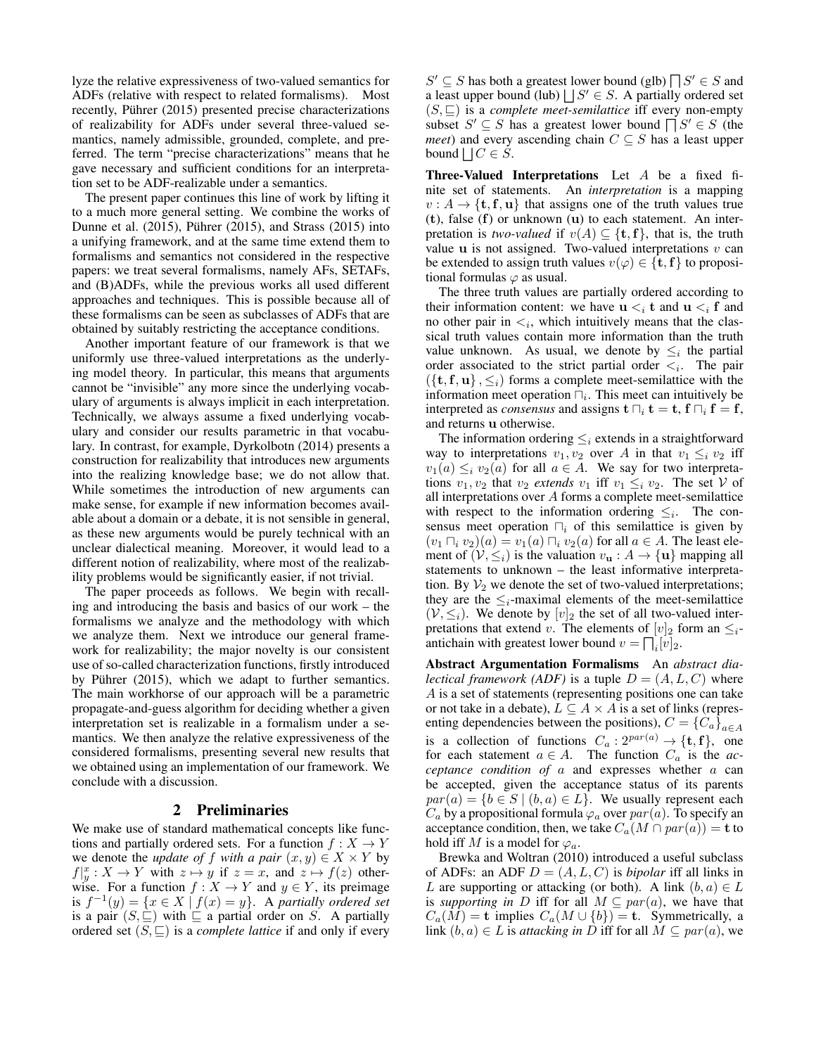lyze the relative expressiveness of two-valued semantics for ADFs (relative with respect to related formalisms). Most recently, Pührer (2015) presented precise characterizations of realizability for ADFs under several three-valued semantics, namely admissible, grounded, complete, and preferred. The term "precise characterizations" means that he gave necessary and sufficient conditions for an interpretation set to be ADF-realizable under a semantics.

The present paper continues this line of work by lifting it to a much more general setting. We combine the works of Dunne et al. (2015), Pührer (2015), and Strass (2015) into a unifying framework, and at the same time extend them to formalisms and semantics not considered in the respective papers: we treat several formalisms, namely AFs, SETAFs, and (B)ADFs, while the previous works all used different approaches and techniques. This is possible because all of these formalisms can be seen as subclasses of ADFs that are obtained by suitably restricting the acceptance conditions.

Another important feature of our framework is that we uniformly use three-valued interpretations as the underlying model theory. In particular, this means that arguments cannot be "invisible" any more since the underlying vocabulary of arguments is always implicit in each interpretation. Technically, we always assume a fixed underlying vocabulary and consider our results parametric in that vocabulary. In contrast, for example, Dyrkolbotn (2014) presents a construction for realizability that introduces new arguments into the realizing knowledge base; we do not allow that. While sometimes the introduction of new arguments can make sense, for example if new information becomes available about a domain or a debate, it is not sensible in general, as these new arguments would be purely technical with an unclear dialectical meaning. Moreover, it would lead to a different notion of realizability, where most of the realizability problems would be significantly easier, if not trivial.

The paper proceeds as follows. We begin with recalling and introducing the basis and basics of our work – the formalisms we analyze and the methodology with which we analyze them. Next we introduce our general framework for realizability; the major novelty is our consistent use of so-called characterization functions, firstly introduced by Pührer (2015), which we adapt to further semantics. The main workhorse of our approach will be a parametric propagate-and-guess algorithm for deciding whether a given interpretation set is realizable in a formalism under a semantics. We then analyze the relative expressiveness of the considered formalisms, presenting several new results that we obtained using an implementation of our framework. We conclude with a discussion.

## 2 Preliminaries

We make use of standard mathematical concepts like functions and partially ordered sets. For a function $f : X \to Y$ we denote the *update of $f$ with a pair* $(x, y) \in X \times Y$ by $f|^x_y : X \to Y$ with $z \mapsto y$ if $z = x$, and $z \mapsto f(z)$ otherwise. For a function $f : X \to Y$ and $y \in Y$, its preimage is $f^{-1}(y) = \{x \in X \mid f(x) = y\}$. A *partially ordered set* is a pair $(S, \sqsubseteq)$ with $\sqsubseteq$ a partial order on $S$. A partially ordered set $(S, \sqsubseteq)$ is a *complete lattice* if and only if every $S' \subseteq S$ has both a greatest lower bound (glb) $\bigsqcap S' \in S$ and a least upper bound (lub) $\bigsqcup S' \in S$. A partially ordered set $(S, \sqsubseteq)$ is a *complete meet-semilattice* iff every non-empty subset $S' \subseteq S$ has a greatest lower bound $\bigsqcap S' \in S$ (the *meet*) and every ascending chain $C \subseteq S$ has a least upper bound $\bigsqcup C \in S$.

**Three-Valued Interpretations** Let $A$ be a fixed finite set of statements. An *interpretation* is a mapping $v : A \to \{\mathbf{t}, \mathbf{f}, \mathbf{u}\}$ that assigns one of the truth values true ($\mathbf{t}$), false ($\mathbf{f}$) or unknown ($\mathbf{u}$) to each statement. An interpretation is *two-valued* if $v(A) \subseteq \{\mathbf{t}, \mathbf{f}\}$, that is, the truth value $\mathbf{u}$ is not assigned. Two-valued interpretations $v$ can be extended to assign truth values $v(\varphi) \in \{\mathbf{t}, \mathbf{f}\}$ to propositional formulas $\varphi$ as usual.

The three truth values are partially ordered according to their information content: we have $\mathbf{u} <_i \mathbf{t}$ and $\mathbf{u} <_i \mathbf{f}$ and no other pair in $<_i$, which intuitively means that the classical truth values contain more information than the truth value unknown. As usual, we denote by $\leq_i$ the partial order associated to the strict partial order $<_i$. The pair $(\{\mathbf{t}, \mathbf{f}, \mathbf{u}\}, \leq_i)$ forms a complete meet-semilattice with the information meet operation $\sqcap_i$. This meet can intuitively be interpreted as *consensus* and assigns $\mathbf{t} \sqcap_i \mathbf{t} = \mathbf{t}$, $\mathbf{f} \sqcap_i \mathbf{f} = \mathbf{f}$, and returns $\mathbf{u}$ otherwise.

The information ordering $\leq_i$ extends in a straightforward way to interpretations $v_1, v_2$ over $A$ in that $v_1 \leq_i v_2$ iff $v_1(a) \leq_i v_2(a)$ for all $a \in A$. We say for two interpretations $v_1, v_2$ that $v_2$ *extends* $v_1$ iff $v_1 \leq_i v_2$. The set $\mathcal{V}$ of all interpretations over $A$ forms a complete meet-semilattice with respect to the information ordering $\leq_i$. The consensus meet operation $\sqcap_i$ of this semilattice is given by $(v_1 \sqcap_i v_2)(a) = v_1(a) \sqcap_i v_2(a)$ for all $a \in A$. The least element of $(\mathcal{V}, \leq_i)$ is the valuation $v_{\mathbf{u}} : A \to \{\mathbf{u}\}$ mapping all statements to unknown – the least informative interpretation. By $\mathcal{V}_2$ we denote the set of two-valued interpretations; they are the $\leq_i$-maximal elements of the meet-semilattice $(\mathcal{V}, \leq_i)$. We denote by $[v]_2$ the set of all two-valued interpretations that extend $v$. The elements of $[v]_2$ form an $\leq_i$-antichain with greatest lower bound $v = \bigsqcap_i [v]_2$.

**Abstract Argumentation Formalisms** An *abstract dialectical framework (ADF)* is a tuple $D = (A, L, C)$ where $A$ is a set of statements (representing positions one can take or not take in a debate), $L \subseteq A \times A$ is a set of links (representing dependencies between the positions), $C = \{C_a\}_{a \in A}$ is a collection of functions $C_a : 2^{par(a)} \to \{\mathbf{t}, \mathbf{f}\}$, one for each statement $a \in A$. The function $C_a$ is the *acceptance condition of* $a$ and expresses whether $a$ can be accepted, given the acceptance status of its parents $par(a) = \{b \in S \mid (b, a) \in L\}$. We usually represent each $C_a$ by a propositional formula $\varphi_a$ over $par(a)$. To specify an acceptance condition, then, we take $C_a(M \cap par(a)) = \mathbf{t}$ to hold iff $M$ is a model for $\varphi_a$.

Brewka and Woltran (2010) introduced a useful subclass of ADFs: an ADF $D = (A, L, C)$ is *bipolar* iff all links in $L$ are supporting or attacking (or both). A link $(b, a) \in L$ is *supporting in* $D$ iff for all $M \subseteq par(a)$, we have that $C_a(M) = \mathbf{t}$ implies $C_a(M \cup \{b\}) = \mathbf{t}$. Symmetrically, a link $(b, a) \in L$ is *attacking in* $D$ iff for all $M \subseteq par(a)$, we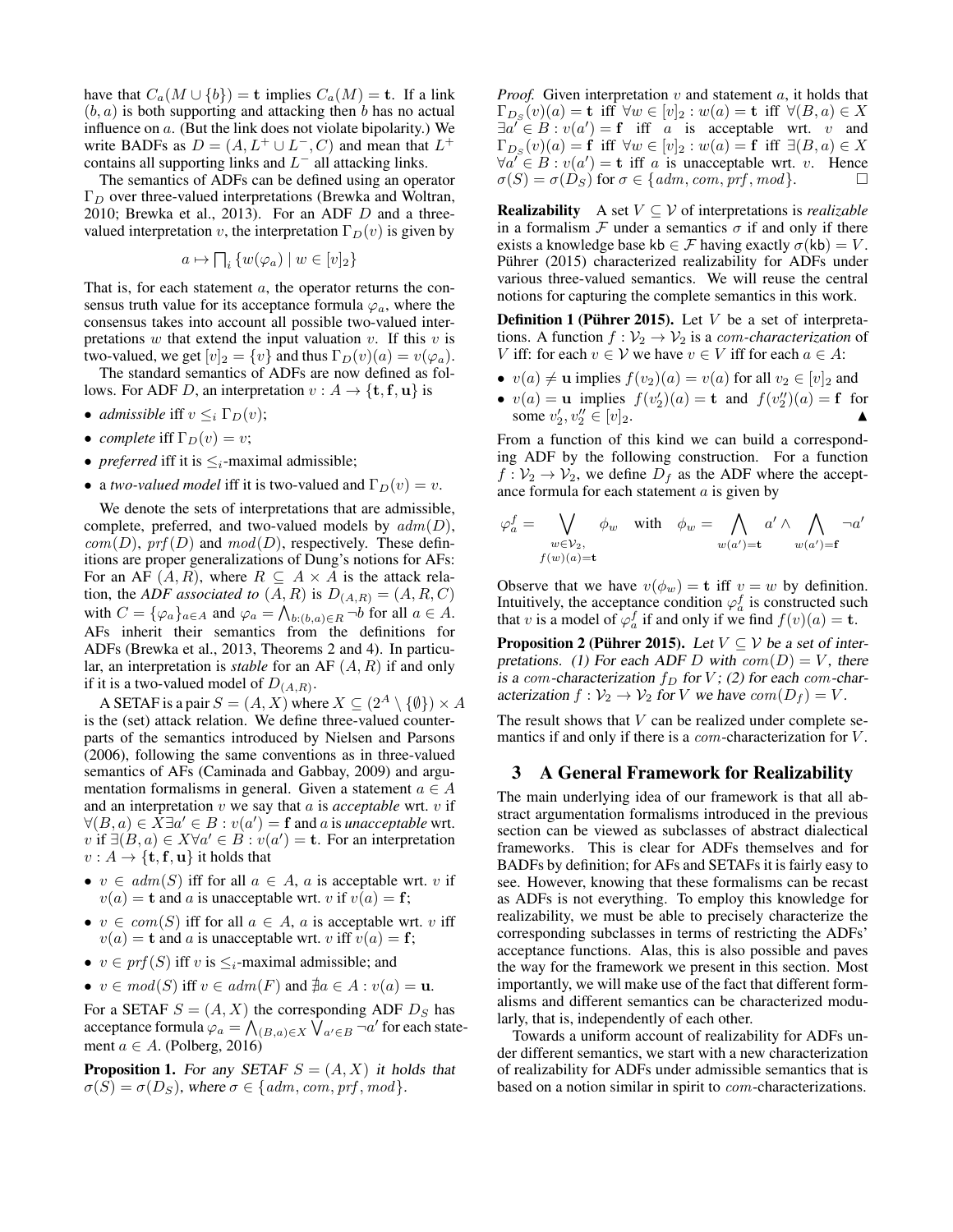have that $C_a(M \cup \{b\}) = \mathbf{t}$ implies $C_a(M) = \mathbf{t}$. If a link $(b, a)$ is both supporting and attacking then $b$ has no actual influence on $a$. (But the link does not violate bipolarity.) We write BADFs as $D = (A, L^+ \cup L^-, C)$ and mean that $L^+$ contains all supporting links and $L^-$ all attacking links.

The semantics of ADFs can be defined using an operator $\Gamma_D$ over three-valued interpretations (Brewka and Woltran, 2010; Brewka et al., 2013). For an ADF $D$ and a three-valued interpretation $v$, the interpretation $\Gamma_D(v)$ is given by

$$a \mapsto \textstyle\prod_i \{w(\varphi_a) \mid w \in [v]_2\}$$

That is, for each statement $a$, the operator returns the consensus truth value for its acceptance formula $\varphi_a$, where the consensus takes into account all possible two-valued interpretations $w$ that extend the input valuation $v$. If this $v$ is two-valued, we get $[v]_2 = \{v\}$ and thus $\Gamma_D(v)(a) = v(\varphi_a)$.

The standard semantics of ADFs are now defined as follows. For ADF $D$, an interpretation $v : A \to \{\mathbf{t}, \mathbf{f}, \mathbf{u}\}$ is

- *admissible* iff $v \leq_i \Gamma_D(v)$;
- *complete* iff $\Gamma_D(v) = v$;
- *preferred* iff it is $\leq_i$-maximal admissible;
- a *two-valued model* iff it is two-valued and $\Gamma_D(v) = v$.

We denote the sets of interpretations that are admissible, complete, preferred, and two-valued models by $adm(D)$, $com(D)$, $prf(D)$ and $mod(D)$, respectively. These definitions are proper generalizations of Dung's notions for AFs: For an AF $(A, R)$, where $R \subseteq A \times A$ is the attack relation, the *ADF associated to* $(A, R)$ is $D_{(A,R)} = (A, R, C)$ with $C = \{\varphi_a\}_{a \in A}$ and $\varphi_a = \bigwedge_{b:(b,a) \in R} \neg b$ for all $a \in A$. AFs inherit their semantics from the definitions for ADFs (Brewka et al., 2013, Theorems 2 and 4). In particular, an interpretation is *stable* for an AF $(A, R)$ if and only if it is a two-valued model of $D_{(A,R)}$.

A SETAF is a pair $S = (A, X)$ where $X \subseteq (2^A \setminus \{\emptyset\}) \times A$ is the (set) attack relation. We define three-valued counterparts of the semantics introduced by Nielsen and Parsons (2006), following the same conventions as in three-valued semantics of AFs (Caminada and Gabbay, 2009) and argumentation formalisms in general. Given a statement $a \in A$ and an interpretation $v$ we say that $a$ is *acceptable* wrt. $v$ if $\forall (B, a) \in X \exists a' \in B : v(a') = \mathbf{f}$ and $a$ is *unacceptable* wrt. $v$ if $\exists (B, a) \in X \forall a' \in B : v(a') = \mathbf{t}$. For an interpretation $v : A \to \{\mathbf{t}, \mathbf{f}, \mathbf{u}\}$ it holds that

- $v \in adm(S)$ iff for all $a \in A$, $a$ is acceptable wrt. $v$ if $v(a) = \mathbf{t}$ and $a$ is unacceptable wrt. $v$ if $v(a) = \mathbf{f}$;
- $v \in com(S)$ iff for all $a \in A$, $a$ is acceptable wrt. $v$ iff $v(a) = \mathbf{t}$ and $a$ is unacceptable wrt. $v$ iff $v(a) = \mathbf{f}$;
- $v \in prf(S)$ iff $v$ is $\leq_i$-maximal admissible; and
- $v \in mod(S)$ iff $v \in adm(F)$ and $\nexists a \in A : v(a) = \mathbf{u}$.

For a SETAF $S = (A, X)$ the corresponding ADF $D_S$ has acceptance formula $\varphi_a = \bigwedge_{(B,a) \in X} \bigvee_{a' \in B} \neg a'$ for each statement $a \in A$. (Polberg, 2016)

**Proposition 1.** *For any SETAF $S = (A, X)$ it holds that $\sigma(S) = \sigma(D_S)$, where $\sigma \in \{adm, com, prf, mod\}$.*

*Proof.* Given interpretation $v$ and statement $a$, it holds that $\Gamma_{D_S}(v)(a) = \mathbf{t}$ iff $\forall w \in [v]_2 : w(a) = \mathbf{t}$ iff $\forall (B, a) \in X$ $\exists a' \in B : v(a') = \mathbf{f}$ iff $a$ is acceptable wrt. $v$ and $\Gamma_{D_S}(v)(a) = \mathbf{f}$ iff $\forall w \in [v]_2 : w(a) = \mathbf{f}$ iff $\exists (B, a) \in X$ $\forall a' \in B : v(a') = \mathbf{t}$ iff $a$ is unacceptable wrt. $v$. Hence $\sigma(S) = \sigma(D_S)$ for $\sigma \in \{adm, com, prf, mod\}$. □

**Realizability** A set $V \subseteq \mathcal{V}$ of interpretations is *realizable* in a formalism $\mathcal{F}$ under a semantics $\sigma$ if and only if there exists a knowledge base $\mathsf{kb} \in \mathcal{F}$ having exactly $\sigma(\mathsf{kb}) = V$. Pührer (2015) characterized realizability for ADFs under various three-valued semantics. We will reuse the central notions for capturing the complete semantics in this work.

**Definition 1 (Pührer 2015).** Let $V$ be a set of interpretations. A function $f : \mathcal{V}_2 \to \mathcal{V}_2$ is a *com-characterization* of $V$ iff: for each $v \in \mathcal{V}$ we have $v \in V$ iff for each $a \in A$:

- $v(a) \neq \mathbf{u}$ implies $f(v_2)(a) = v(a)$ for all $v_2 \in [v]_2$ and
- $v(a) = \mathbf{u}$ implies $f(v_2')(a) = \mathbf{t}$ and $f(v_2'')(a) = \mathbf{f}$ for some $v_2', v_2'' \in [v]_2$. ▲

From a function of this kind we can build a corresponding ADF by the following construction. For a function $f : \mathcal{V}_2 \to \mathcal{V}_2$, we define $D_f$ as the ADF where the acceptance formula for each statement $a$ is given by

$$\varphi_a^f = \bigvee_{\substack{w \in \mathcal{V}_2, \\ f(w)(a) = \mathbf{t}}} \phi_w \quad \text{with} \quad \phi_w = \bigwedge_{w(a') = \mathbf{t}} a' \wedge \bigwedge_{w(a') = \mathbf{f}} \neg a'$$

Observe that we have $v(\phi_w) = \mathbf{t}$ iff $v = w$ by definition. Intuitively, the acceptance condition $\varphi_a^f$ is constructed such that $v$ is a model of $\varphi_a^f$ if and only if we find $f(v)(a) = \mathbf{t}$.

**Proposition 2 (Pührer 2015).** *Let $V \subseteq \mathcal{V}$ be a set of interpretations. (1) For each ADF $D$ with $com(D) = V$, there is a com-characterization $f_D$ for $V$; (2) for each com-characterization $f : \mathcal{V}_2 \to \mathcal{V}_2$ for $V$ we have $com(D_f) = V$.*

The result shows that $V$ can be realized under complete semantics if and only if there is a $com$-characterization for $V$.

## 3 A General Framework for Realizability

The main underlying idea of our framework is that all abstract argumentation formalisms introduced in the previous section can be viewed as subclasses of abstract dialectical frameworks. This is clear for ADFs themselves and for BADFs by definition; for AFs and SETAFs it is fairly easy to see. However, knowing that these formalisms can be recast as ADFs is not everything. To employ this knowledge for realizability, we must be able to precisely characterize the corresponding subclasses in terms of restricting the ADFs' acceptance functions. Alas, this is also possible and paves the way for the framework we present in this section. Most importantly, we will make use of the fact that different formalisms and different semantics can be characterized modularly, that is, independently of each other.

Towards a uniform account of realizability for ADFs under different semantics, we start with a new characterization of realizability for ADFs under admissible semantics that is based on a notion similar in spirit to $com$-characterizations.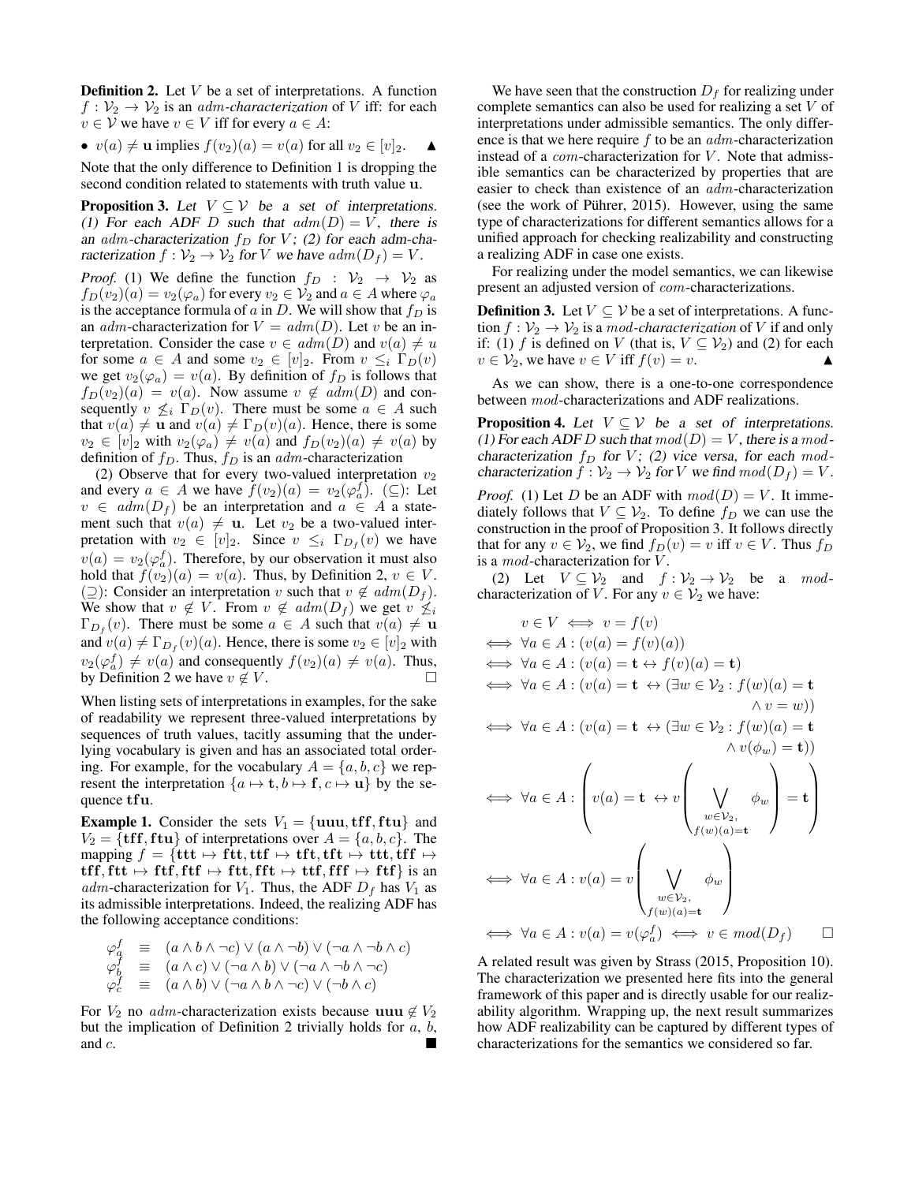**Definition 2.** Let $V$ be a set of interpretations. A function $f : \mathcal{V}_2 \to \mathcal{V}_2$ is an *adm-characterization* of $V$ iff: for each $v \in \mathcal{V}$ we have $v \in V$ iff for every $a \in A$:

- $v(a) \neq \mathbf{u}$ implies $f(v_2)(a) = v(a)$ for all $v_2 \in [v]_2$. ▲

Note that the only difference to Definition 1 is dropping the second condition related to statements with truth value $\mathbf{u}$.

**Proposition 3.** *Let $V \subseteq \mathcal{V}$ be a set of interpretations. (1) For each ADF $D$ such that $adm(D) = V$, there is an $adm$-characterization $f_D$ for $V$; (2) for each adm-characterization $f : \mathcal{V}_2 \to \mathcal{V}_2$ for $V$ we have $adm(D_f) = V$.*

*Proof.* (1) We define the function $f_D : \mathcal{V}_2 \to \mathcal{V}_2$ as $f_D(v_2)(a) = v_2(\varphi_a)$ for every $v_2 \in \mathcal{V}_2$ and $a \in A$ where $\varphi_a$ is the acceptance formula of $a$ in $D$. We will show that $f_D$ is an $adm$-characterization for $V = adm(D)$. Let $v$ be an interpretation. Consider the case $v \in adm(D)$ and $v(a) \neq u$ for some $a \in A$ and some $v_2 \in [v]_2$. From $v \leq_i \Gamma_D(v)$ we get $v_2(\varphi_a) = v(a)$. By definition of $f_D$ is follows that $f_D(v_2)(a) = v(a)$. Now assume $v \notin adm(D)$ and consequently $v \not\leq_i \Gamma_D(v)$. There must be some $a \in A$ such that $v(a) \neq \mathbf{u}$ and $v(a) \neq \Gamma_D(v)(a)$. Hence, there is some $v_2 \in [v]_2$ with $v_2(\varphi_a) \neq v(a)$ and $f_D(v_2)(a) \neq v(a)$ by definition of $f_D$. Thus, $f_D$ is an $adm$-characterization

(2) Observe that for every two-valued interpretation $v_2$ and every $a \in A$ we have $f(v_2)(a) = v_2(\varphi_a^f)$. ($\subseteq$): Let $v \in adm(D_f)$ be an interpretation and $a \in A$ a statement such that $v(a) \neq \mathbf{u}$. Let $v_2$ be a two-valued interpretation with $v_2 \in [v]_2$. Since $v \leq_i \Gamma_{D_f}(v)$ we have $v(a) = v_2(\varphi_a^f)$. Therefore, by our observation it must also hold that $f(v_2)(a) = v(a)$. Thus, by Definition 2, $v \in V$. ($\supseteq$): Consider an interpretation $v$ such that $v \notin adm(D_f)$. We show that $v \notin V$. From $v \notin adm(D_f)$ we get $v \not\leq_i \Gamma_{D_f}(v)$. There must be some $a \in A$ such that $v(a) \neq \mathbf{u}$ and $v(a) \neq \Gamma_{D_f}(v)(a)$. Hence, there is some $v_2 \in [v]_2$ with $v_2(\varphi_a^f) \neq v(a)$ and consequently $f(v_2)(a) \neq v(a)$. Thus, by Definition 2 we have $v \notin V$. □

When listing sets of interpretations in examples, for the sake of readability we represent three-valued interpretations by sequences of truth values, tacitly assuming that the underlying vocabulary is given and has an associated total ordering. For example, for the vocabulary $A = \{a, b, c\}$ we represent the interpretation $\{a \mapsto \mathbf{t}, b \mapsto \mathbf{f}, c \mapsto \mathbf{u}\}$ by the sequence $\mathbf{tfu}$.

**Example 1.** Consider the sets $V_1 = \{\mathbf{uuu}, \mathbf{tff}, \mathbf{ftu}\}$ and $V_2 = \{\mathbf{tff}, \mathbf{ftu}\}$ of interpretations over $A = \{a, b, c\}$. The mapping $f = \{\mathbf{ttt} \mapsto \mathbf{ftt}, \mathbf{ttf} \mapsto \mathbf{tft}, \mathbf{tft} \mapsto \mathbf{ttt}, \mathbf{tff} \mapsto \mathbf{tff}, \mathbf{ftt} \mapsto \mathbf{ftf}, \mathbf{ftf} \mapsto \mathbf{ftt}, \mathbf{fft} \mapsto \mathbf{ttf}, \mathbf{fff} \mapsto \mathbf{ftf}\}$ is an $adm$-characterization for $V_1$. Thus, the ADF $D_f$ has $V_1$ as its admissible interpretations. Indeed, the realizing ADF has the following acceptance conditions:

$$
\begin{aligned}
\varphi_a^f &\equiv (a \wedge b \wedge \neg c) \vee (a \wedge \neg b) \vee (\neg a \wedge \neg b \wedge c) \\
\varphi_b^f &\equiv (a \wedge c) \vee (\neg a \wedge b) \vee (\neg a \wedge \neg b \wedge \neg c) \\
\varphi_c^f &\equiv (a \wedge b) \vee (\neg a \wedge b \wedge \neg c) \vee (\neg b \wedge c)
\end{aligned}
$$

For $V_2$ no $adm$-characterization exists because $\mathbf{uuu} \notin V_2$ but the implication of Definition 2 trivially holds for $a$, $b$, and $c$. ■

We have seen that the construction $D_f$ for realizing under complete semantics can also be used for realizing a set $V$ of interpretations under admissible semantics. The only difference is that we here require $f$ to be an $adm$-characterization instead of a $com$-characterization for $V$. Note that admissible semantics can be characterized by properties that are easier to check than existence of an $adm$-characterization (see the work of Pührer, 2015). However, using the same type of characterizations for different semantics allows for a unified approach for checking realizability and constructing a realizing ADF in case one exists.

For realizing under the model semantics, we can likewise present an adjusted version of $com$-characterizations.

**Definition 3.** Let $V \subseteq \mathcal{V}$ be a set of interpretations. A function $f : \mathcal{V}_2 \to \mathcal{V}_2$ is a *mod-characterization* of $V$ if and only if: (1) $f$ is defined on $V$ (that is, $V \subseteq \mathcal{V}_2$) and (2) for each $v \in \mathcal{V}_2$, we have $v \in V$ iff $f(v) = v$. ▲

As we can show, there is a one-to-one correspondence between $mod$-characterizations and ADF realizations.

**Proposition 4.** *Let $V \subseteq \mathcal{V}$ be a set of interpretations. (1) For each ADF $D$ such that $mod(D) = V$, there is a $mod$-characterization $f_D$ for $V$; (2) vice versa, for each $mod$-characterization $f : \mathcal{V}_2 \to \mathcal{V}_2$ for $V$ we find $mod(D_f) = V$.*

*Proof.* (1) Let $D$ be an ADF with $mod(D) = V$. It immediately follows that $V \subseteq \mathcal{V}_2$. To define $f_D$ we can use the construction in the proof of Proposition 3. It follows directly that for any $v \in \mathcal{V}_2$, we find $f_D(v) = v$ iff $v \in V$. Thus $f_D$ is a $mod$-characterization for $V$.

(2) Let $V \subseteq \mathcal{V}_2$ and $f : \mathcal{V}_2 \to \mathcal{V}_2$ be a $mod$-characterization of $V$. For any $v \in \mathcal{V}_2$ we have:

$$
\begin{aligned}
& v \in V \iff v = f(v) \\
\iff & \forall a \in A : (v(a) = f(v)(a)) \\
\iff & \forall a \in A : (v(a) = \mathbf{t} \leftrightarrow f(v)(a) = \mathbf{t}) \\
\iff & \forall a \in A : (v(a) = \mathbf{t} \leftrightarrow (\exists w \in \mathcal{V}_2 : f(w)(a) = \mathbf{t} \\
& \qquad\qquad\qquad\qquad\qquad \wedge v = w)) \\
\iff & \forall a \in A : (v(a) = \mathbf{t} \leftrightarrow (\exists w \in \mathcal{V}_2 : f(w)(a) = \mathbf{t} \\
& \qquad\qquad\qquad\qquad\qquad \wedge v(\phi_w) = \mathbf{t})) \\
\iff & \forall a \in A : \left( v(a) = \mathbf{t} \leftrightarrow v\left( \bigvee_{\substack{w \in \mathcal{V}_2, \\ f(w)(a) = \mathbf{t}}} \phi_w \right) = \mathbf{t} \right) \\
\iff & \forall a \in A : v(a) = v\left( \bigvee_{\substack{w \in \mathcal{V}_2, \\ f(w)(a) = \mathbf{t}}} \phi_w \right) \\
\iff & \forall a \in A : v(a) = v(\varphi_a^f) \iff v \in mod(D_f) \qquad \square
\end{aligned}
$$

A related result was given by Strass (2015, Proposition 10). The characterization we presented here fits into the general framework of this paper and is directly usable for our realizability algorithm. Wrapping up, the next result summarizes how ADF realizability can be captured by different types of characterizations for the semantics we considered so far.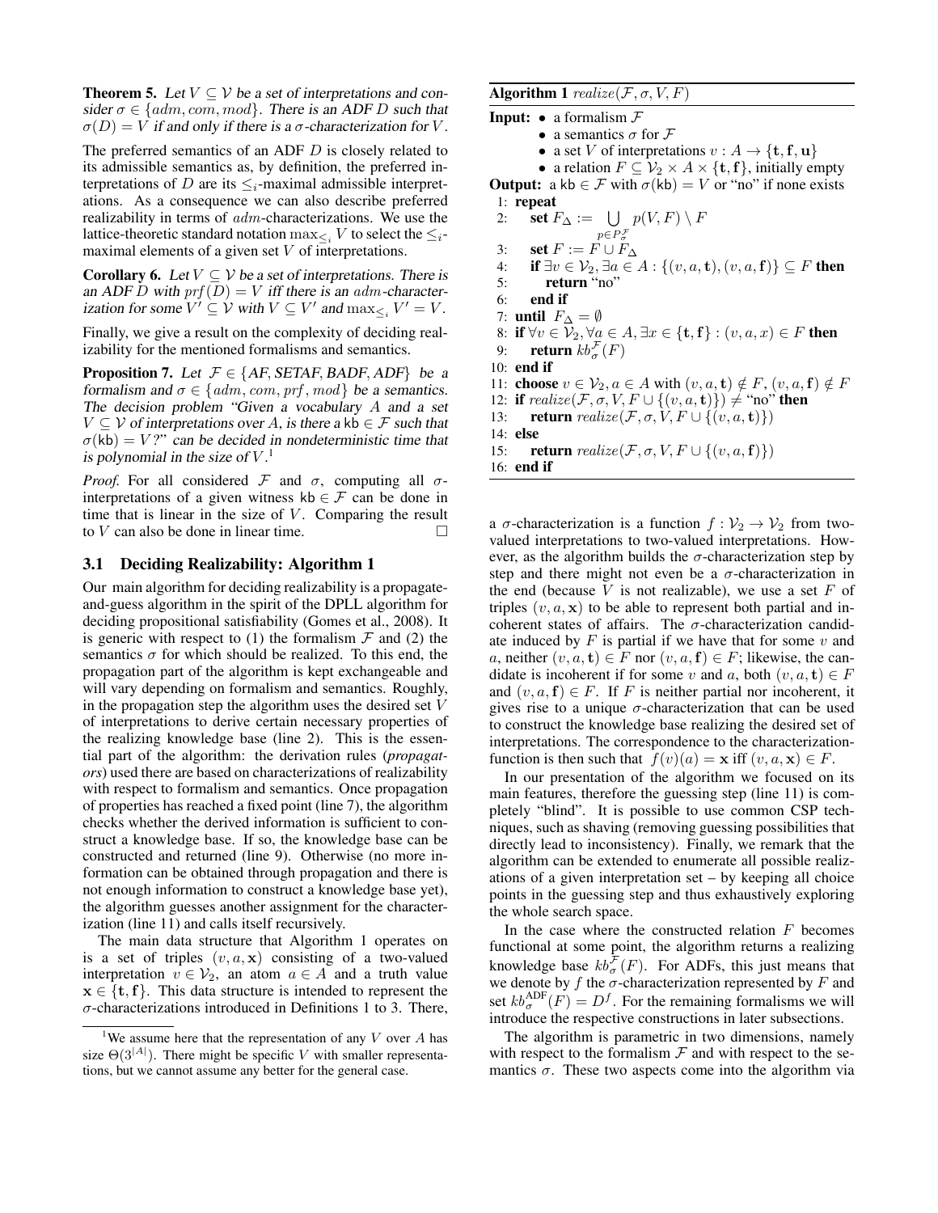**Theorem 5.** *Let $V \subseteq \mathcal{V}$ be a set of interpretations and consider $\sigma \in \{adm, com, mod\}$. There is an ADF $D$ such that $\sigma(D) = V$ if and only if there is a $\sigma$-characterization for $V$.*

The preferred semantics of an ADF $D$ is closely related to its admissible semantics as, by definition, the preferred interpretations of $D$ are its $\leq_i$-maximal admissible interpretations. As a consequence we can also describe preferred realizability in terms of $adm$-characterizations. We use the lattice-theoretic standard notation $\max_{\leq_i} V$ to select the $\leq_i$-maximal elements of a given set $V$ of interpretations.

**Corollary 6.** *Let $V \subseteq \mathcal{V}$ be a set of interpretations. There is an ADF $D$ with $prf(D) = V$ iff there is an $adm$-characterization for some $V' \subseteq \mathcal{V}$ with $V \subseteq V'$ and $\max_{\leq_i} V' = V$.*

Finally, we give a result on the complexity of deciding realizability for the mentioned formalisms and semantics.

**Proposition 7.** *Let $\mathcal{F} \in \{AF, SETAF, BADF, ADF\}$ be a formalism and $\sigma \in \{adm, com, prf, mod\}$ be a semantics. The decision problem "Given a vocabulary $A$ and a set $V \subseteq \mathcal{V}$ of interpretations over $A$, is there a $\mathsf{kb} \in \mathcal{F}$ such that $\sigma(\mathsf{kb}) = V$?" can be decided in nondeterministic time that is polynomial in the size of $V$.*[1]

*Proof.* For all considered $\mathcal{F}$ and $\sigma$, computing all $\sigma$-interpretations of a given witness $\mathsf{kb} \in \mathcal{F}$ can be done in time that is linear in the size of $V$. Comparing the result to $V$ can also be done in linear time. $\square$

## 3.1 Deciding Realizability: Algorithm 1

Our main algorithm for deciding realizability is a propagate-and-guess algorithm in the spirit of the DPLL algorithm for deciding propositional satisfiability (Gomes et al., 2008). It is generic with respect to (1) the formalism $\mathcal{F}$ and (2) the semantics $\sigma$ for which should be realized. To this end, the propagation part of the algorithm is kept exchangeable and will vary depending on formalism and semantics. Roughly, in the propagation step the algorithm uses the desired set $V$ of interpretations to derive certain necessary properties of the realizing knowledge base (line 2). This is the essential part of the algorithm: the derivation rules (*propagators*) used there are based on characterizations of realizability with respect to formalism and semantics. Once propagation of properties has reached a fixed point (line 7), the algorithm checks whether the derived information is sufficient to construct a knowledge base. If so, the knowledge base can be constructed and returned (line 9). Otherwise (no more information can be obtained through propagation and there is not enough information to construct a knowledge base yet), the algorithm guesses another assignment for the characterization (line 11) and calls itself recursively.

The main data structure that Algorithm 1 operates on is a set of triples $(v, a, \mathbf{x})$ consisting of a two-valued interpretation $v \in \mathcal{V}_2$, an atom $a \in A$ and a truth value $\mathbf{x} \in \{\mathbf{t}, \mathbf{f}\}$. This data structure is intended to represent the $\sigma$-characterizations introduced in Definitions 1 to 3. There,

[1] We assume here that the representation of any $V$ over $A$ has size $\Theta(3^{|A|})$. There might be specific $V$ with smaller representations, but we cannot assume any better for the general case.

**Algorithm 1** $realize(\mathcal{F}, \sigma, V, F)$

**Input:**
- a formalism $\mathcal{F}$
- a semantics $\sigma$ for $\mathcal{F}$
- a set $V$ of interpretations $v : A \to \{\mathbf{t}, \mathbf{f}, \mathbf{u}\}$
- a relation $F \subseteq \mathcal{V}_2 \times A \times \{\mathbf{t}, \mathbf{f}\}$, initially empty

**Output:** a $\mathsf{kb} \in \mathcal{F}$ with $\sigma(\mathsf{kb}) = V$ or "no" if none exists

```
1:  repeat
2:    set F_Δ := ⋃_{p ∈ P_σ^F} p(V, F) \ F
3:    set F := F ∪ F_Δ
4:    if ∃v ∈ V_2, ∃a ∈ A : {(v, a, t), (v, a, f)} ⊆ F then
5:      return "no"
6:    end if
7:  until F_Δ = ∅
8:  if ∀v ∈ V_2, ∀a ∈ A, ∃x ∈ {t, f} : (v, a, x) ∈ F then
9:    return kb_σ^F(F)
10: end if
11: choose v ∈ V_2, a ∈ A with (v, a, t) ∉ F, (v, a, f) ∉ F
12: if realize(F, σ, V, F ∪ {(v, a, t)}) ≠ "no" then
13:   return realize(F, σ, V, F ∪ {(v, a, t)})
14: else
15:   return realize(F, σ, V, F ∪ {(v, a, f)})
16: end if
```

a $\sigma$-characterization is a function $f : \mathcal{V}_2 \to \mathcal{V}_2$ from two-valued interpretations to two-valued interpretations. However, as the algorithm builds the $\sigma$-characterization step by step and there might not even be a $\sigma$-characterization in the end (because $V$ is not realizable), we use a set $F$ of triples $(v, a, \mathbf{x})$ to be able to represent both partial and incoherent states of affairs. The $\sigma$-characterization candidate induced by $F$ is partial if we have that for some $v$ and $a$, neither $(v, a, \mathbf{t}) \in F$ nor $(v, a, \mathbf{f}) \in F$; likewise, the candidate is incoherent if for some $v$ and $a$, both $(v, a, \mathbf{t}) \in F$ and $(v, a, \mathbf{f}) \in F$. If $F$ is neither partial nor incoherent, it gives rise to a unique $\sigma$-characterization that can be used to construct the knowledge base realizing the desired set of interpretations. The correspondence to the characterization-function is then such that $f(v)(a) = \mathbf{x}$ iff $(v, a, \mathbf{x}) \in F$.

In our presentation of the algorithm we focused on its main features, therefore the guessing step (line 11) is completely "blind". It is possible to use common CSP techniques, such as shaving (removing guessing possibilities that directly lead to inconsistency). Finally, we remark that the algorithm can be extended to enumerate all possible realizations of a given interpretation set – by keeping all choice points in the guessing step and thus exhaustively exploring the whole search space.

In the case where the constructed relation $F$ becomes functional at some point, the algorithm returns a realizing knowledge base $kb_\sigma^{\mathcal{F}}(F)$. For ADFs, this just means that we denote by $f$ the $\sigma$-characterization represented by $F$ and set $kb_\sigma^{\text{ADF}}(F) = D^f$. For the remaining formalisms we will introduce the respective constructions in later subsections.

The algorithm is parametric in two dimensions, namely with respect to the formalism $\mathcal{F}$ and with respect to the semantics $\sigma$. These two aspects come into the algorithm via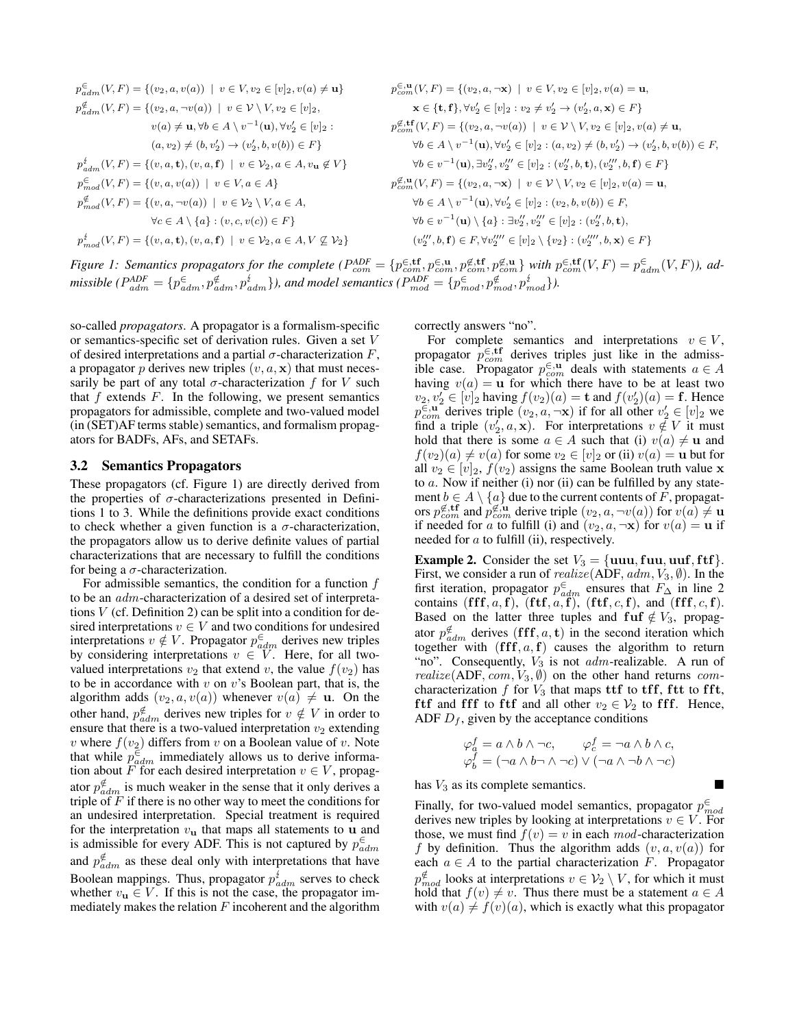$$p^{\in}_{adm}(V,F) = \{(v_2, a, v(a)) \mid v \in V, v_2 \in [v]_2, v(a) \neq \mathbf{u}\}$$

$$p^{\notin}_{adm}(V,F) = \{(v_2, a, \neg v(a)) \mid v \in \mathcal{V} \setminus V, v_2 \in [v]_2, v(a) \neq \mathbf{u}, \forall b \in A \setminus v^{-1}(\mathbf{u}), \forall v_2' \in [v]_2 : (a, v_2) \neq (b, v_2') \rightarrow (v_2', b, v(b)) \in F\}$$

$$p^{\lightning}_{adm}(V,F) = \{(v, a, \mathbf{t}), (v, a, \mathbf{f}) \mid v \in \mathcal{V}_2, a \in A, v_{\mathbf{u}} \notin V\}$$

$$p^{\in}_{mod}(V,F) = \{(v, a, v(a)) \mid v \in V, a \in A\}$$

$$p^{\notin}_{mod}(V,F) = \{(v, a, \neg v(a)) \mid v \in \mathcal{V}_2 \setminus V, a \in A, \forall c \in A \setminus \{a\} : (v, c, v(c)) \in F\}$$

$$p^{\lightning}_{mod}(V,F) = \{(v, a, \mathbf{t}), (v, a, \mathbf{f}) \mid v \in \mathcal{V}_2, a \in A, V \not\subseteq \mathcal{V}_2\}$$

$$p^{\in,\mathbf{u}}_{com}(V,F) = \{(v_2, a, \neg \mathbf{x}) \mid v \in V, v_2 \in [v]_2, v(a) = \mathbf{u}, \mathbf{x} \in \{\mathbf{t}, \mathbf{f}\}, \forall v_2' \in [v]_2 : v_2 \neq v_2' \rightarrow (v_2', a, \mathbf{x}) \in F\}$$

$$p^{\notin,\mathbf{tf}}_{com}(V,F) = \{(v_2, a, \neg v(a)) \mid v \in \mathcal{V} \setminus V, v_2 \in [v]_2, v(a) \neq \mathbf{u}, \forall b \in A \setminus v^{-1}(\mathbf{u}), \forall v_2' \in [v]_2 : (a, v_2) \neq (b, v_2') \rightarrow (v_2', b, v(b)) \in F, \forall b \in v^{-1}(\mathbf{u}), \exists v_2'', v_2''' \in [v]_2 : (v_2'', b, \mathbf{t}), (v_2''', b, \mathbf{f}) \in F\}$$

$$p^{\notin,\mathbf{u}}_{com}(V,F) = \{(v_2, a, \neg \mathbf{x}) \mid v \in \mathcal{V} \setminus V, v_2 \in [v]_2, v(a) = \mathbf{u}, \forall b \in A \setminus v^{-1}(\mathbf{u}), \forall v_2' \in [v]_2 : (v_2, b, v(b)) \in F, \forall b \in v^{-1}(\mathbf{u}) \setminus \{a\} : \exists v_2'', v_2''' \in [v]_2 : (v_2'', b, \mathbf{t}), (v_2''', b, \mathbf{f}) \in F, \forall v_2'''' \in [v]_2 \setminus \{v_2\} : (v_2'''', b, \mathbf{x}) \in F\}$$

*Figure 1: Semantics propagators for the complete ($P^{ADF}_{com} = \{p^{\in,\mathbf{tf}}_{com}, p^{\in,\mathbf{u}}_{com}, p^{\notin,\mathbf{tf}}_{com}, p^{\notin,\mathbf{u}}_{com}\}$ with $p^{\in,\mathbf{tf}}_{com}(V,F) = p^{\in}_{adm}(V,F)$), admissible ($P^{ADF}_{adm} = \{p^{\in}_{adm}, p^{\notin}_{adm}, p^{\lightning}_{adm}\}$), and model semantics ($P^{ADF}_{mod} = \{p^{\in}_{mod}, p^{\notin}_{mod}, p^{\lightning}_{mod}\}$).*

so-called *propagators*. A propagator is a formalism-specific or semantics-specific set of derivation rules. Given a set $V$ of desired interpretations and a partial $\sigma$-characterization $F$, a propagator $p$ derives new triples $(v, a, \mathbf{x})$ that must necessarily be part of any total $\sigma$-characterization $f$ for $V$ such that $f$ extends $F$. In the following, we present semantics propagators for admissible, complete and two-valued model (in (SET)AF terms stable) semantics, and formalism propagators for BADFs, AFs, and SETAFs.

### 3.2 Semantics Propagators

These propagators (cf. Figure 1) are directly derived from the properties of $\sigma$-characterizations presented in Definitions 1 to 3. While the definitions provide exact conditions to check whether a given function is a $\sigma$-characterization, the propagators allow us to derive definite values of partial characterizations that are necessary to fulfill the conditions for being a $\sigma$-characterization.

For admissible semantics, the condition for a function $f$ to be an $adm$-characterization of a desired set of interpretations $V$ (cf. Definition 2) can be split into a condition for desired interpretations $v \in V$ and two conditions for undesired interpretations $v \notin V$. Propagator $p^{\in}_{adm}$ derives new triples by considering interpretations $v \in V$. Here, for all two-valued interpretations $v_2$ that extend $v$, the value $f(v_2)$ has to be in accordance with $v$ on $v$'s Boolean part, that is, the algorithm adds $(v_2, a, v(a))$ whenever $v(a) \neq \mathbf{u}$. On the other hand, $p^{\notin}_{adm}$ derives new triples for $v \notin V$ in order to ensure that there is a two-valued interpretation $v_2$ extending $v$ where $f(v_2)$ differs from $v$ on a Boolean value of $v$. Note that while $p^{\in}_{adm}$ immediately allows us to derive information about $F$ for each desired interpretation $v \in V$, propagator $p^{\notin}_{adm}$ is much weaker in the sense that it only derives a triple of $F$ if there is no other way to meet the conditions for an undesired interpretation. Special treatment is required for the interpretation $v_{\mathbf{u}}$ that maps all statements to $\mathbf{u}$ and is admissible for every ADF. This is not captured by $p^{\in}_{adm}$ and $p^{\notin}_{adm}$ as these deal only with interpretations that have Boolean mappings. Thus, propagator $p^{\lightning}_{adm}$ serves to check whether $v_{\mathbf{u}} \in V$. If this is not the case, the propagator immediately makes the relation $F$ incoherent and the algorithm correctly answers "no".

For complete semantics and interpretations $v \in V$, propagator $p^{\in,\mathbf{tf}}_{com}$ derives triples just like in the admissible case. Propagator $p^{\in,\mathbf{u}}_{com}$ deals with statements $a \in A$ having $v(a) = \mathbf{u}$ for which there have to be at least two $v_2, v_2' \in [v]_2$ having $f(v_2)(a) = \mathbf{t}$ and $f(v_2')(a) = \mathbf{f}$. Hence $p^{\in,\mathbf{u}}_{com}$ derives triple $(v_2, a, \neg\mathbf{x})$ if for all other $v_2' \in [v]_2$ we find a triple $(v_2', a, \mathbf{x})$. For interpretations $v \notin V$ it must hold that there is some $a \in A$ such that (i) $v(a) \neq \mathbf{u}$ and $f(v_2)(a) \neq v(a)$ for some $v_2 \in [v]_2$ or (ii) $v(a) = \mathbf{u}$ but for all $v_2 \in [v]_2$, $f(v_2)$ assigns the same Boolean truth value $\mathbf{x}$ to $a$. Now if neither (i) nor (ii) can be fulfilled by any statement $b \in A \setminus \{a\}$ due to the current contents of $F$, propagators $p^{\notin,\mathbf{tf}}_{com}$ and $p^{\notin,\mathbf{u}}_{com}$ derive triple $(v_2, a, \neg v(a))$ for $v(a) \neq \mathbf{u}$ if needed for $a$ to fulfill (i) and $(v_2, a, \neg\mathbf{x})$ for $v(a) = \mathbf{u}$ if needed for $a$ to fulfill (ii), respectively.

**Example 2.** Consider the set $V_3 = \{\mathbf{uuu}, \mathbf{fuu}, \mathbf{uuf}, \mathbf{ftf}\}$. First, we consider a run of $realize(\text{ADF}, adm, V_3, \emptyset)$. In the first iteration, propagator $p^{\in}_{adm}$ ensures that $F_\Delta$ in line 2 contains $(\mathbf{fff}, a, \mathbf{f})$, $(\mathbf{ftf}, a, \mathbf{f})$, $(\mathbf{ftf}, c, \mathbf{f})$, and $(\mathbf{fff}, c, \mathbf{f})$. Based on the latter three tuples and $\mathbf{fuf} \notin V_3$, propagator $p^{\notin}_{adm}$ derives $(\mathbf{fff}, a, \mathbf{t})$ in the second iteration which together with $(\mathbf{fff}, a, \mathbf{f})$ causes the algorithm to return "no". Consequently, $V_3$ is not $adm$-realizable. A run of $realize(\text{ADF}, com, V_3, \emptyset)$ on the other hand returns $com$-characterization $f$ for $V_3$ that maps $\mathbf{ttf}$ to $\mathbf{tff}$, $\mathbf{ftt}$ to $\mathbf{fft}$, $\mathbf{ftf}$ and $\mathbf{fff}$ to $\mathbf{ftf}$ and all other $v_2 \in \mathcal{V}_2$ to $\mathbf{fff}$. Hence, ADF $D_f$, given by the acceptance conditions

$$\varphi^f_a = a \wedge b \wedge \neg c, \qquad \varphi^f_c = \neg a \wedge b \wedge c,$$
$$\varphi^f_b = (\neg a \wedge b \neg \wedge \neg c) \vee (\neg a \wedge \neg b \wedge \neg c)$$

has $V_3$ as its complete semantics. ■

Finally, for two-valued model semantics, propagator $p^{\in}_{mod}$ derives new triples by looking at interpretations $v \in V$. For those, we must find $f(v) = v$ in each $mod$-characterization $f$ by definition. Thus the algorithm adds $(v, a, v(a))$ for each $a \in A$ to the partial characterization $F$. Propagator $p^{\notin}_{mod}$ looks at interpretations $v \in \mathcal{V}_2 \setminus V$, for which it must hold that $f(v) \neq v$. Thus there must be a statement $a \in A$ with $v(a) \neq f(v)(a)$, which is exactly what this propagator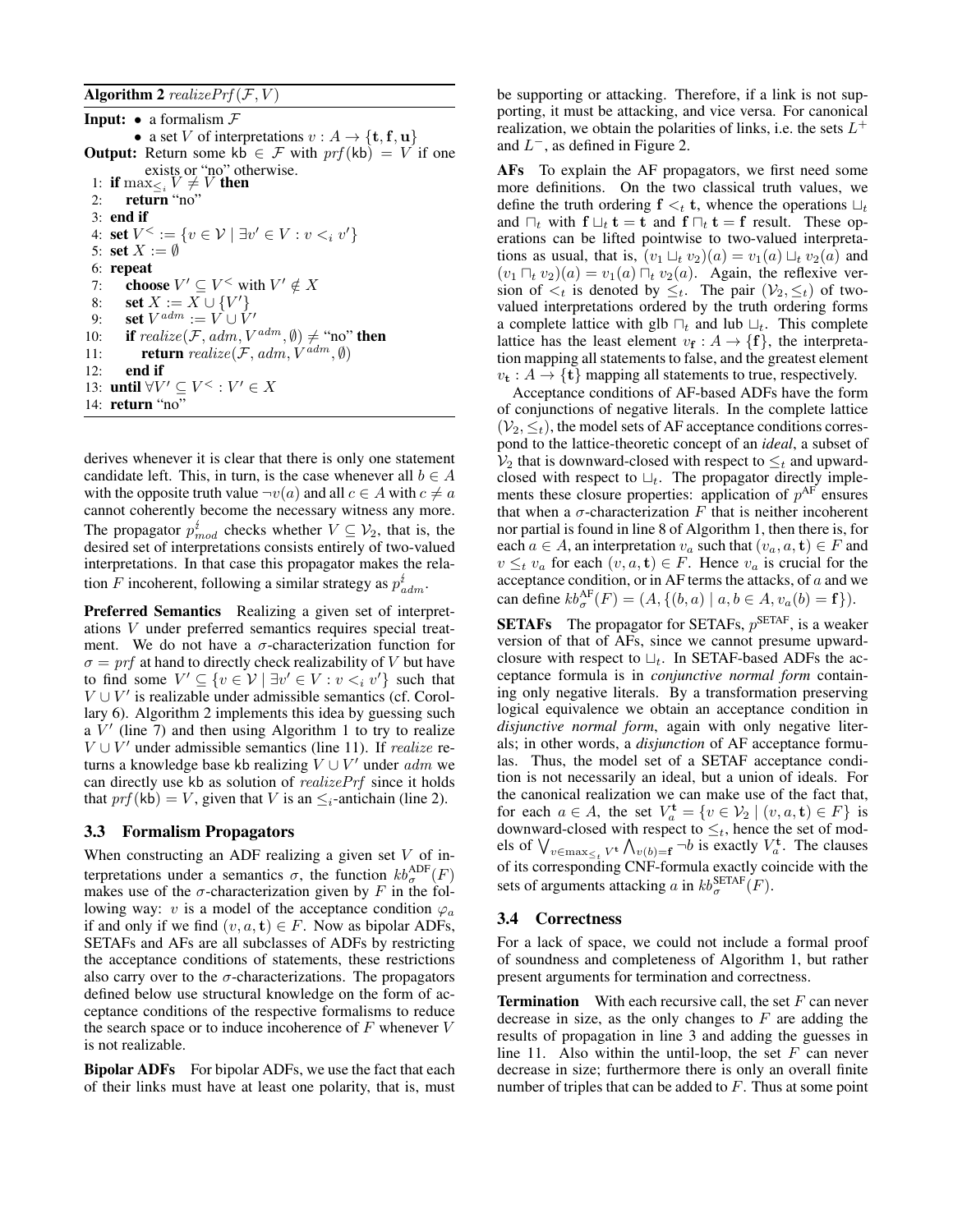**Algorithm 2** $realizePrf(\mathcal{F}, V)$

**Input:** • a formalism $\mathcal{F}$
• a set $V$ of interpretations $v : A \to \{\mathbf{t}, \mathbf{f}, \mathbf{u}\}$

**Output:** Return some $\mathsf{kb} \in \mathcal{F}$ with $prf(\mathsf{kb}) = V$ if one exists or "no" otherwise.

```
1:  if max_{≤_i} V ≠ V then
2:     return "no"
3:  end if
4:  set V^< := {v ∈ 𝒱 | ∃v' ∈ V : v <_i v'}
5:  set X := ∅
6:  repeat
7:     choose V' ⊆ V^< with V' ∉ X
8:     set X := X ∪ {V'}
9:     set V^adm := V ∪ V'
10:    if realize(𝓕, adm, V^adm, ∅) ≠ "no" then
11:       return realize(𝓕, adm, V^adm, ∅)
12:    end if
13: until ∀V' ⊆ V^< : V' ∈ X
14: return "no"
```

derives whenever it is clear that there is only one statement candidate left. This, in turn, is the case whenever all $b \in A$ with the opposite truth value $\neg v(a)$ and all $c \in A$ with $c \neq a$ cannot coherently become the necessary witness any more. The propagator $p^{\frac{\prime}{\prime}}_{mod}$ checks whether $V \subseteq \mathcal{V}_2$, that is, the desired set of interpretations consists entirely of two-valued interpretations. In that case this propagator makes the relation $F$ incoherent, following a similar strategy as $p^{\frac{\prime}{\prime}}_{adm}$.

**Preferred Semantics** Realizing a given set of interpretations $V$ under preferred semantics requires special treatment. We do not have a $\sigma$-characterization function for $\sigma = prf$ at hand to directly check realizability of $V$ but have to find some $V' \subseteq \{v \in \mathcal{V} \mid \exists v' \in V : v <_i v'\}$ such that $V \cup V'$ is realizable under admissible semantics (cf. Corollary 6). Algorithm 2 implements this idea by guessing such a $V'$ (line 7) and then using Algorithm 1 to try to realize $V \cup V'$ under admissible semantics (line 11). If *realize* returns a knowledge base kb realizing $V \cup V'$ under *adm* we can directly use kb as solution of *realizePrf* since it holds that $prf(\mathsf{kb}) = V$, given that $V$ is an $\leq_i$-antichain (line 2).

## 3.3 Formalism Propagators

When constructing an ADF realizing a given set $V$ of interpretations under a semantics $\sigma$, the function $kb^{\mathrm{ADF}}_{\sigma}(F)$ makes use of the $\sigma$-characterization given by $F$ in the following way: $v$ is a model of the acceptance condition $\varphi_a$ if and only if we find $(v, a, \mathbf{t}) \in F$. Now as bipolar ADFs, SETAFs and AFs are all subclasses of ADFs by restricting the acceptance conditions of statements, these restrictions also carry over to the $\sigma$-characterizations. The propagators defined below use structural knowledge on the form of acceptance conditions of the respective formalisms to reduce the search space or to induce incoherence of $F$ whenever $V$ is not realizable.

**Bipolar ADFs** For bipolar ADFs, we use the fact that each of their links must have at least one polarity, that is, must be supporting or attacking. Therefore, if a link is not supporting, it must be attacking, and vice versa. For canonical realization, we obtain the polarities of links, i.e. the sets $L^+$ and $L^-$, as defined in Figure 2.

**AFs** To explain the AF propagators, we first need some more definitions. On the two classical truth values, we define the truth ordering $\mathbf{f} <_t \mathbf{t}$, whence the operations $\sqcup_t$ and $\sqcap_t$ with $\mathbf{f} \sqcup_t \mathbf{t} = \mathbf{t}$ and $\mathbf{f} \sqcap_t \mathbf{t} = \mathbf{f}$ result. These operations can be lifted pointwise to two-valued interpretations as usual, that is, $(v_1 \sqcup_t v_2)(a) = v_1(a) \sqcup_t v_2(a)$ and $(v_1 \sqcap_t v_2)(a) = v_1(a) \sqcap_t v_2(a)$. Again, the reflexive version of $<_t$ is denoted by $\leq_t$. The pair $(\mathcal{V}_2, \leq_t)$ of two-valued interpretations ordered by the truth ordering forms a complete lattice with glb $\sqcap_t$ and lub $\sqcup_t$. This complete lattice has the least element $v_{\mathbf{f}} : A \to \{\mathbf{f}\}$, the interpretation mapping all statements to false, and the greatest element $v_{\mathbf{t}} : A \to \{\mathbf{t}\}$ mapping all statements to true, respectively.

Acceptance conditions of AF-based ADFs have the form of conjunctions of negative literals. In the complete lattice $(\mathcal{V}_2, \leq_t)$, the model sets of AF acceptance conditions correspond to the lattice-theoretic concept of an *ideal*, a subset of $\mathcal{V}_2$ that is downward-closed with respect to $\leq_t$ and upward-closed with respect to $\sqcup_t$. The propagator directly implements these closure properties: application of $p^{\mathrm{AF}}$ ensures that when a $\sigma$-characterization $F$ that is neither incoherent nor partial is found in line 8 of Algorithm 1, then there is, for each $a \in A$, an interpretation $v_a$ such that $(v_a, a, \mathbf{t}) \in F$ and $v \leq_t v_a$ for each $(v, a, \mathbf{t}) \in F$. Hence $v_a$ is crucial for the acceptance condition, or in AF terms the attacks, of $a$ and we can define $kb^{\mathrm{AF}}_{\sigma}(F) = (A, \{(b, a) \mid a, b \in A, v_a(b) = \mathbf{f}\})$.

**SETAFs** The propagator for SETAFs, $p^{\mathrm{SETAF}}$, is a weaker version of that of AFs, since we cannot presume upward-closure with respect to $\sqcup_t$. In SETAF-based ADFs the acceptance formula is in *conjunctive normal form* containing only negative literals. By a transformation preserving logical equivalence we obtain an acceptance condition in *disjunctive normal form*, again with only negative literals; in other words, a *disjunction* of AF acceptance formulas. Thus, the model set of a SETAF acceptance condition is not necessarily an ideal, but a union of ideals. For the canonical realization we can make use of the fact that, for each $a \in A$, the set $V^{\mathbf{t}}_a = \{v \in \mathcal{V}_2 \mid (v, a, \mathbf{t}) \in F\}$ is downward-closed with respect to $\leq_t$, hence the set of models of $\bigvee_{v \in \max_{\leq_t} V^{\mathbf{t}}} \bigwedge_{v(b)=\mathbf{f}} \neg b$ is exactly $V^{\mathbf{t}}_a$. The clauses of its corresponding CNF-formula exactly coincide with the sets of arguments attacking $a$ in $kb^{\mathrm{SETAF}}_{\sigma}(F)$.

## 3.4 Correctness

For a lack of space, we could not include a formal proof of soundness and completeness of Algorithm 1, but rather present arguments for termination and correctness.

**Termination** With each recursive call, the set $F$ can never decrease in size, as the only changes to $F$ are adding the results of propagation in line 3 and adding the guesses in line 11. Also within the until-loop, the set $F$ can never decrease in size; furthermore there is only an overall finite number of triples that can be added to $F$. Thus at some point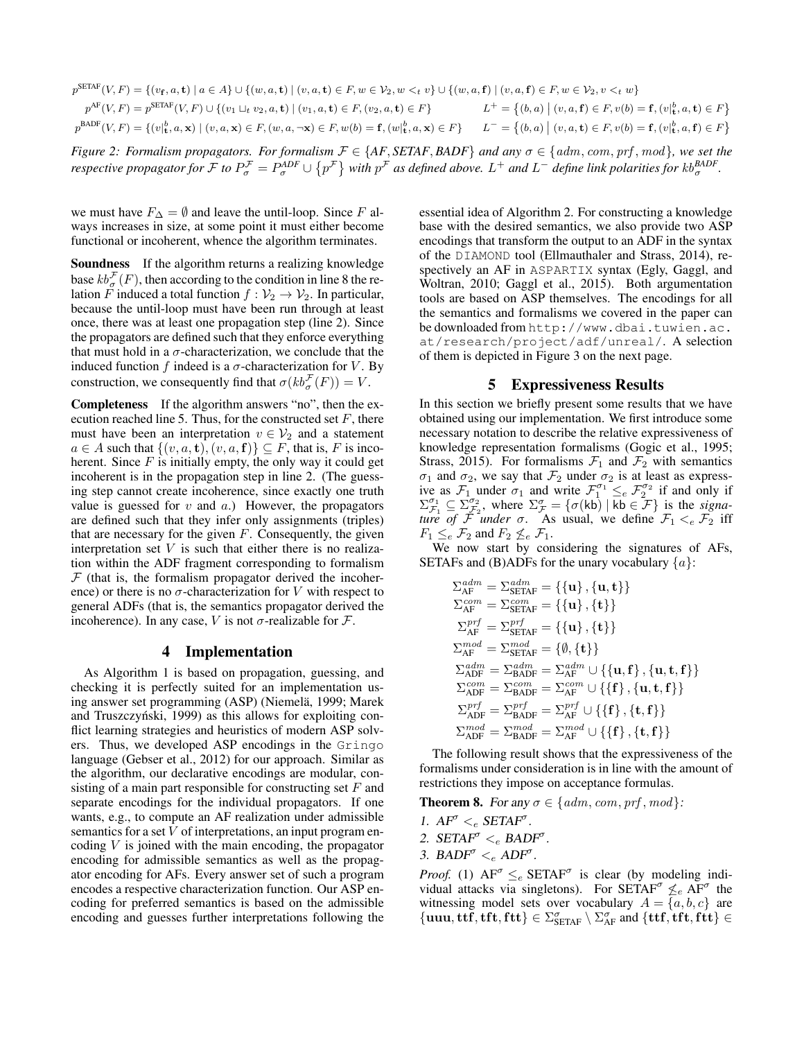$$p^{\text{SETAF}}(V,F) = \{(v_{\mathbf{f}}, a, \mathbf{t}) \mid a \in A\} \cup \{(w, a, \mathbf{t}) \mid (v, a, \mathbf{t}) \in F, w \in \mathcal{V}_2, w <_t v\} \cup \{(w, a, \mathbf{f}) \mid (v, a, \mathbf{f}) \in F, w \in \mathcal{V}_2, v <_t w\}$$

$$p^{\text{AF}}(V,F) = p^{\text{SETAF}}(V,F) \cup \{(v_1 \sqcup_t v_2, a, \mathbf{t}) \mid (v_1, a, \mathbf{t}) \in F, (v_2, a, \mathbf{t}) \in F\} \qquad L^+ = \left\{(b,a) \;\middle|\; (v,a,\mathbf{f}) \in F, v(b) = \mathbf{f}, (v|^b_{\mathbf{t}}, a, \mathbf{t}) \in F\right\}$$

$$p^{\text{BADF}}(V,F) = \{(v|^b_{\mathbf{t}}, a, \mathbf{x}) \mid (v, a, \mathbf{x}) \in F, (w, a, \neg\mathbf{x}) \in F, w(b) = \mathbf{f}, (w|^b_{\mathbf{t}}, a, \mathbf{x}) \in F\} \qquad L^- = \left\{(b,a) \;\middle|\; (v,a,\mathbf{t}) \in F, v(b) = \mathbf{f}, (v|^b_{\mathbf{t}}, a, \mathbf{f}) \in F\right\}$$

*Figure 2: Formalism propagators. For formalism $\mathcal{F} \in \{AF, SETAF, BADF\}$ and any $\sigma \in \{adm, com, prf, mod\}$, we set the respective propagator for $\mathcal{F}$ to $P^{\mathcal{F}}_{\sigma} = P^{ADF}_{\sigma} \cup \{p^{\mathcal{F}}\}$ with $p^{\mathcal{F}}$ as defined above. $L^+$ and $L^-$ define link polarities for $kb^{BADF}_{\sigma}$.*

we must have $F_\Delta = \emptyset$ and leave the until-loop. Since $F$ always increases in size, at some point it must either become functional or incoherent, whence the algorithm terminates.

**Soundness** If the algorithm returns a realizing knowledge base $kb^{\mathcal{F}}_{\sigma}(F)$, then according to the condition in line 8 the relation $F$ induced a total function $f: \mathcal{V}_2 \to \mathcal{V}_2$. In particular, because the until-loop must have been run through at least once, there was at least one propagation step (line 2). Since the propagators are defined such that they enforce everything that must hold in a $\sigma$-characterization, we conclude that the induced function $f$ indeed is a $\sigma$-characterization for $V$. By construction, we consequently find that $\sigma(kb^{\mathcal{F}}_{\sigma}(F)) = V$.

**Completeness** If the algorithm answers "no", then the execution reached line 5. Thus, for the constructed set $F$, there must have been an interpretation $v \in \mathcal{V}_2$ and a statement $a \in A$ such that $\{(v, a, \mathbf{t}), (v, a, \mathbf{f})\} \subseteq F$, that is, $F$ is incoherent. Since $F$ is initially empty, the only way it could get incoherent is in the propagation step in line 2. (The guessing step cannot create incoherence, since exactly one truth value is guessed for $v$ and $a$.) However, the propagators are defined such that they infer only assignments (triples) that are necessary for the given $F$. Consequently, the given interpretation set $V$ is such that either there is no realization within the ADF fragment corresponding to formalism $\mathcal{F}$ (that is, the formalism propagator derived the incoherence) or there is no $\sigma$-characterization for $V$ with respect to general ADFs (that is, the semantics propagator derived the incoherence). In any case, $V$ is not $\sigma$-realizable for $\mathcal{F}$.

## 4 Implementation

As Algorithm 1 is based on propagation, guessing, and checking it is perfectly suited for an implementation using answer set programming (ASP) (Niemelä, 1999; Marek and Truszczyński, 1999) as this allows for exploiting conflict learning strategies and heuristics of modern ASP solvers. Thus, we developed ASP encodings in the `Gringo` language (Gebser et al., 2012) for our approach. Similar as the algorithm, our declarative encodings are modular, consisting of a main part responsible for constructing set $F$ and separate encodings for the individual propagators. If one wants, e.g., to compute an AF realization under admissible semantics for a set $V$ of interpretations, an input program encoding $V$ is joined with the main encoding, the propagator encoding for admissible semantics as well as the propagator encoding for AFs. Every answer set of such a program encodes a respective characterization function. Our ASP encoding for preferred semantics is based on the admissible encoding and guesses further interpretations following the essential idea of Algorithm 2. For constructing a knowledge base with the desired semantics, we also provide two ASP encodings that transform the output to an ADF in the syntax of the `DIAMOND` tool (Ellmauthaler and Strass, 2014), respectively an AF in `ASPARTIX` syntax (Egly, Gaggl, and Woltran, 2010; Gaggl et al., 2015). Both argumentation tools are based on ASP themselves. The encodings for all the semantics and formalisms we covered in the paper can be downloaded from `http://www.dbai.tuwien.ac.at/research/project/adf/unreal/`. A selection of them is depicted in Figure 3 on the next page.

## 5 Expressiveness Results

In this section we briefly present some results that we have obtained using our implementation. We first introduce some necessary notation to describe the relative expressiveness of knowledge representation formalisms (Gogic et al., 1995; Strass, 2015). For formalisms $\mathcal{F}_1$ and $\mathcal{F}_2$ with semantics $\sigma_1$ and $\sigma_2$, we say that $\mathcal{F}_2$ under $\sigma_2$ is at least as expressive as $\mathcal{F}_1$ under $\sigma_1$ and write $\mathcal{F}_1^{\sigma_1} \leq_e \mathcal{F}_2^{\sigma_2}$ if and only if $\Sigma^{\sigma_1}_{\mathcal{F}_1} \subseteq \Sigma^{\sigma_2}_{\mathcal{F}_2}$, where $\Sigma^{\sigma}_{\mathcal{F}} = \{\sigma(\mathsf{kb}) \mid \mathsf{kb} \in \mathcal{F}\}$ is the *signature of $\mathcal{F}$ under $\sigma$*. As usual, we define $\mathcal{F}_1 <_e \mathcal{F}_2$ iff $F_1 \leq_e \mathcal{F}_2$ and $F_2 \not\leq_e \mathcal{F}_1$.

We now start by considering the signatures of AFs, SETAFs and (B)ADFs for the unary vocabulary $\{a\}$:

$$\Sigma^{adm}_{\text{AF}} = \Sigma^{adm}_{\text{SETAF}} = \{\{\mathbf{u}\}, \{\mathbf{u}, \mathbf{t}\}\}$$
$$\Sigma^{com}_{\text{AF}} = \Sigma^{com}_{\text{SETAF}} = \{\{\mathbf{u}\}, \{\mathbf{t}\}\}$$
$$\Sigma^{prf}_{\text{AF}} = \Sigma^{prf}_{\text{SETAF}} = \{\{\mathbf{u}\}, \{\mathbf{t}\}\}$$
$$\Sigma^{mod}_{\text{AF}} = \Sigma^{mod}_{\text{SETAF}} = \{\emptyset, \{\mathbf{t}\}\}$$
$$\Sigma^{adm}_{\text{ADF}} = \Sigma^{adm}_{\text{BADF}} = \Sigma^{adm}_{\text{AF}} \cup \{\{\mathbf{u}, \mathbf{f}\}, \{\mathbf{u}, \mathbf{t}, \mathbf{f}\}\}$$
$$\Sigma^{com}_{\text{ADF}} = \Sigma^{com}_{\text{BADF}} = \Sigma^{com}_{\text{AF}} \cup \{\{\mathbf{f}\}, \{\mathbf{u}, \mathbf{t}, \mathbf{f}\}\}$$
$$\Sigma^{prf}_{\text{ADF}} = \Sigma^{prf}_{\text{BADF}} = \Sigma^{prf}_{\text{AF}} \cup \{\{\mathbf{f}\}, \{\mathbf{t}, \mathbf{f}\}\}$$
$$\Sigma^{mod}_{\text{ADF}} = \Sigma^{mod}_{\text{BADF}} = \Sigma^{mod}_{\text{AF}} \cup \{\{\mathbf{f}\}, \{\mathbf{t}, \mathbf{f}\}\}$$

The following result shows that the expressiveness of the formalisms under consideration is in line with the amount of restrictions they impose on acceptance formulas.

**Theorem 8.** *For any $\sigma \in \{adm, com, prf, mod\}$:*

1. *$AF^\sigma <_e SETAF^\sigma$.*
2. *$SETAF^\sigma <_e BADF^\sigma$.*
3. *$BADF^\sigma <_e ADF^\sigma$.*

*Proof.* (1) $\text{AF}^\sigma \leq_e \text{SETAF}^\sigma$ is clear (by modeling individual attacks via singletons). For $\text{SETAF}^\sigma \not\leq_e \text{AF}^\sigma$ the witnessing model sets over vocabulary $A = \{a, b, c\}$ are $\{\mathbf{uuu}, \mathbf{ttf}, \mathbf{tft}, \mathbf{ftt}\} \in \Sigma^{\sigma}_{\text{SETAF}} \setminus \Sigma^{\sigma}_{\text{AF}}$ and $\{\mathbf{ttf}, \mathbf{tft}, \mathbf{ftt}\} \in$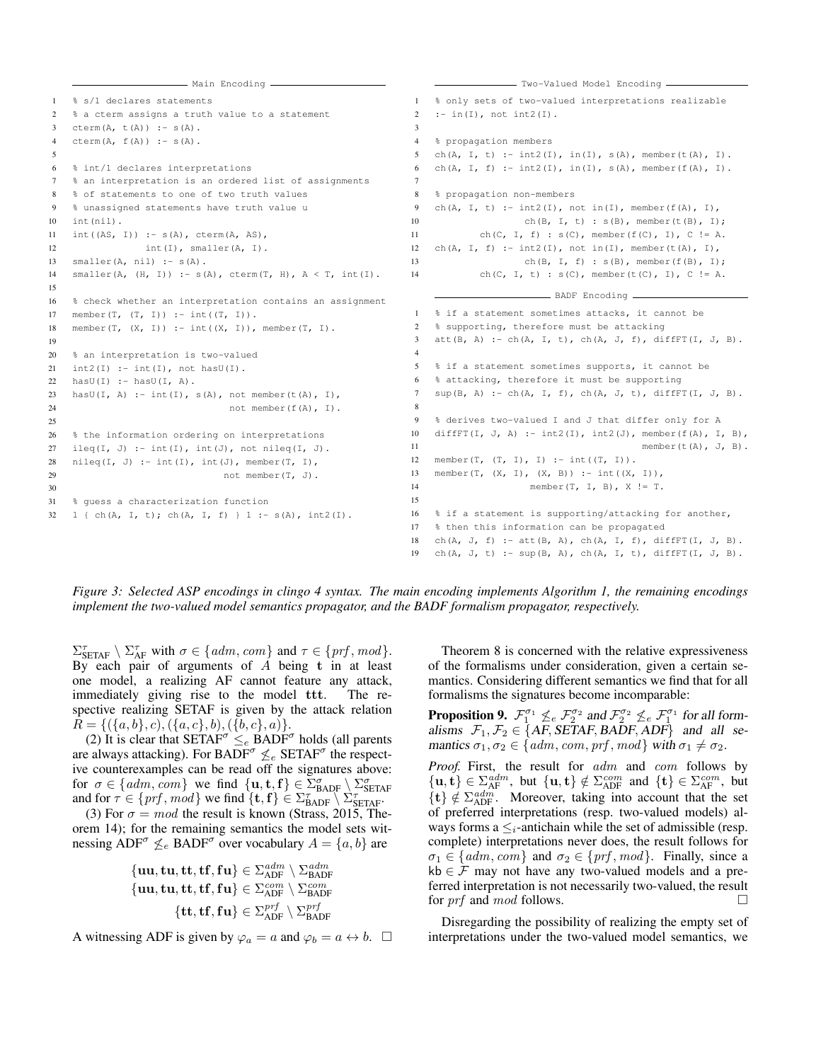Main Encoding

```
1  % s/1 declares statements
2  % a cterm assigns a truth value to a statement
3  cterm(A, t(A)) :- s(A).
4  cterm(A, f(A)) :- s(A).
5
6  % int/1 declares interpretations
7  % an interpretation is an ordered list of assignments
8  % of statements to one of two truth values
9  % unassigned statements have truth value u
10 int(nil).
11 int((AS, I)) :- s(A), cterm(A, AS),
12              int(I), smaller(A, I).
13 smaller(A, nil) :- s(A).
14 smaller(A, (H, I)) :- s(A), cterm(T, H), A < T, int(I).
15
16 % check whether an interpretation contains an assignment
17 member(T, (T, I)) :- int((T, I)).
18 member(T, (X, I)) :- int((X, I)), member(T, I).
19
20 % an interpretation is two-valued
21 int2(I) :- int(I), not hasU(I).
22 hasU(I) :- hasU(I, A).
23 hasU(I, A) :- int(I), s(A), not member(t(A), I),
24                            not member(f(A), I).
25
26 % the information ordering on interpretations
27 ileq(I, J) :- int(I), int(J), not nileq(I, J).
28 nileq(I, J) :- int(I), int(J), member(T, I),
29                            not member(T, J).
30
31 % guess a characterization function
32 1 { ch(A, I, t); ch(A, I, f) } 1 :- s(A), int2(I).
```

Two-Valued Model Encoding

```
1  % only sets of two-valued interpretations realizable
2  :- in(I), not int2(I).
3
4  % propagation members
5  ch(A, I, t) :- int2(I), in(I), s(A), member(t(A), I).
6  ch(A, I, f) :- int2(I), in(I), s(A), member(f(A), I).
7
8  % propagation non-members
9  ch(A, I, t) :- int2(I), not in(I), member(f(A), I),
10                 ch(B, I, t) : s(B), member(t(B), I);
11         ch(C, I, f) : s(C), member(f(C), I), C != A.
12 ch(A, I, f) :- int2(I), not in(I), member(t(A), I),
13                 ch(B, I, f) : s(B), member(f(B), I);
14         ch(C, I, t) : s(C), member(t(C), I), C != A.
```

BADF Encoding

```
1  % if a statement sometimes attacks, it cannot be
2  % supporting, therefore must be attacking
3  att(B, A) :- ch(A, I, t), ch(A, J, f), diffFT(I, J, B).
4
5  % if a statement sometimes supports, it cannot be
6  % attacking, therefore it must be supporting
7  sup(B, A) :- ch(A, I, f), ch(A, J, t), diffFT(I, J, B).
8
9  % derives two-valued I and J that differ only for A
10 diffFT(I, J, A) :- int2(I), int2(J), member(f(A), I, B),
11                                      member(t(A), J, B).
12 member(T, (T, I), I) :- int((T, I)).
13 member(T, (X, I), (X, B)) :- int((X, I)),
14                  member(T, I, B), X != T.
15
16 % if a statement is supporting/attacking for another,
17 % then this information can be propagated
18 ch(A, J, f) :- att(B, A), ch(A, I, f), diffFT(I, J, B).
19 ch(A, J, t) :- sup(B, A), ch(A, I, t), diffFT(I, J, B).
```

*Figure 3: Selected ASP encodings in clingo 4 syntax. The main encoding implements Algorithm 1, the remaining encodings implement the two-valued model semantics propagator, and the BADF formalism propagator, respectively.*

$\Sigma^{\tau}_{\text{SETAF}} \setminus \Sigma^{\tau}_{\text{AF}}$ with $\sigma \in \{adm, com\}$ and $\tau \in \{prf, mod\}$. By each pair of arguments of $A$ being $\mathbf{t}$ in at least one model, a realizing AF cannot feature any attack, immediately giving rise to the model $\mathbf{ttt}$. The respective realizing SETAF is given by the attack relation $R = \{(\{a,b\},c), (\{a,c\},b), (\{b,c\},a)\}$.

(2) It is clear that $\text{SETAF}^{\sigma} \leq_e \text{BADF}^{\sigma}$ holds (all parents are always attacking). For $\text{BADF}^{\sigma} \not\leq_e \text{SETAF}^{\sigma}$ the respective counterexamples can be read off the signatures above: for $\sigma \in \{adm, com\}$ we find $\{\mathbf{u}, \mathbf{t}, \mathbf{f}\} \in \Sigma^{\sigma}_{\text{BADF}} \setminus \Sigma^{\sigma}_{\text{SETAF}}$ and for $\tau \in \{prf, mod\}$ we find $\{\mathbf{t}, \mathbf{f}\} \in \Sigma^{\tau}_{\text{BADF}} \setminus \Sigma^{\tau}_{\text{SETAF}}$.

(3) For $\sigma = mod$ the result is known (Strass, 2015, Theorem 14); for the remaining semantics the model sets witnessing $\text{ADF}^{\sigma} \not\leq_e \text{BADF}^{\sigma}$ over vocabulary $A = \{a, b\}$ are

$$\{\mathbf{uu}, \mathbf{tu}, \mathbf{tt}, \mathbf{tf}, \mathbf{fu}\} \in \Sigma^{adm}_{\text{ADF}} \setminus \Sigma^{adm}_{\text{BADF}}$$
$$\{\mathbf{uu}, \mathbf{tu}, \mathbf{tt}, \mathbf{tf}, \mathbf{fu}\} \in \Sigma^{com}_{\text{ADF}} \setminus \Sigma^{com}_{\text{BADF}}$$
$$\{\mathbf{tt}, \mathbf{tf}, \mathbf{fu}\} \in \Sigma^{prf}_{\text{ADF}} \setminus \Sigma^{prf}_{\text{BADF}}$$

A witnessing ADF is given by $\varphi_a = a$ and $\varphi_b = a \leftrightarrow b$. □

Theorem 8 is concerned with the relative expressiveness of the formalisms under consideration, given a certain semantics. Considering different semantics we find that for all formalisms the signatures become incomparable:

**Proposition 9.** *$\mathcal{F}_1^{\sigma_1} \not\leq_e \mathcal{F}_2^{\sigma_2}$ and $\mathcal{F}_2^{\sigma_2} \not\leq_e \mathcal{F}_1^{\sigma_1}$ for all formalisms $\mathcal{F}_1, \mathcal{F}_2 \in \{AF, SETAF, BADF, ADF\}$ and all semantics $\sigma_1, \sigma_2 \in \{adm, com, prf, mod\}$ with $\sigma_1 \neq \sigma_2$.*

*Proof.* First, the result for $adm$ and $com$ follows by $\{\mathbf{u}, \mathbf{t}\} \in \Sigma^{adm}_{\text{AF}}$, but $\{\mathbf{u}, \mathbf{t}\} \notin \Sigma^{com}_{\text{ADF}}$ and $\{\mathbf{t}\} \in \Sigma^{com}_{\text{AF}}$, but $\{\mathbf{t}\} \notin \Sigma^{adm}_{\text{ADF}}$. Moreover, taking into account that the set of preferred interpretations (resp. two-valued models) always forms a $\leq_i$-antichain while the set of admissible (resp. complete) interpretations never does, the result follows for $\sigma_1 \in \{adm, com\}$ and $\sigma_2 \in \{prf, mod\}$. Finally, since a $\mathsf{kb} \in \mathcal{F}$ may not have any two-valued models and a preferred interpretation is not necessarily two-valued, the result for $prf$ and $mod$ follows. □

Disregarding the possibility of realizing the empty set of interpretations under the two-valued model semantics, we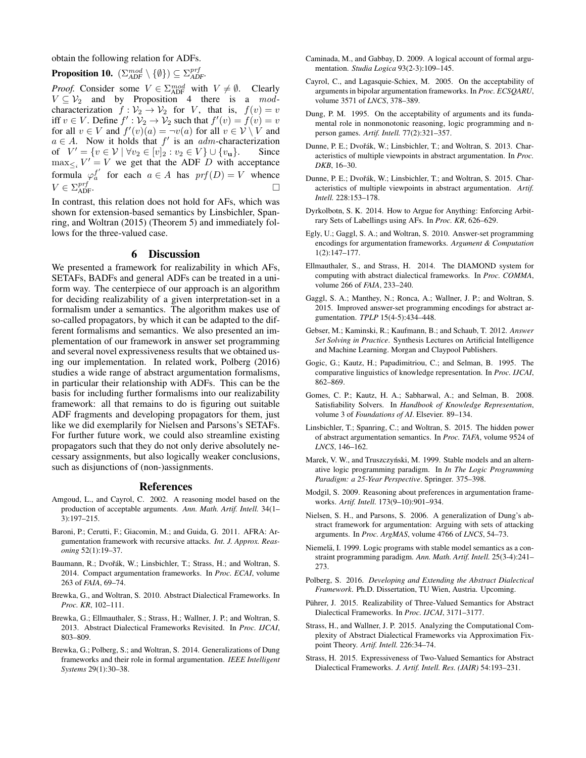obtain the following relation for ADFs.

**Proposition 10.** $(\Sigma^{mod}_{ADF} \setminus \{\emptyset\}) \subseteq \Sigma^{prf}_{ADF}$.

*Proof.* Consider some $V \in \Sigma^{mod}_{\text{ADF}}$ with $V \neq \emptyset$. Clearly $V \subseteq \mathcal{V}_2$ and by Proposition 4 there is a $mod$-characterization $f : \mathcal{V}_2 \to \mathcal{V}_2$ for $V$, that is, $f(v) = v$ iff $v \in V$. Define $f' : \mathcal{V}_2 \to \mathcal{V}_2$ such that $f'(v) = f(v) = v$ for all $v \in V$ and $f'(v)(a) = \neg v(a)$ for all $v \in \mathcal{V} \setminus V$ and $a \in A$. Now it holds that $f'$ is an $adm$-characterization of $V' = \{v \in \mathcal{V} \mid \forall v_2 \in [v]_2 : v_2 \in V\} \cup \{v_{\mathbf{u}}\}$. Since $\max_{\leq_i} V' = V$ we get that the ADF $D$ with acceptance formula $\varphi^{f'}_a$ for each $a \in A$ has $prf(D) = V$ whence $V \in \Sigma^{prf}_{\text{ADF}}$. □

In contrast, this relation does not hold for AFs, which was shown for extension-based semantics by Linsbichler, Spanring, and Woltran (2015) (Theorem 5) and immediately follows for the three-valued case.

## 6 Discussion

We presented a framework for realizability in which AFs, SETAFs, BADFs and general ADFs can be treated in a uniform way. The centerpiece of our approach is an algorithm for deciding realizability of a given interpretation-set in a formalism under a semantics. The algorithm makes use of so-called propagators, by which it can be adapted to the different formalisms and semantics. We also presented an implementation of our framework in answer set programming and several novel expressiveness results that we obtained using our implementation. In related work, Polberg (2016) studies a wide range of abstract argumentation formalisms, in particular their relationship with ADFs. This can be the basis for including further formalisms into our realizability framework: all that remains to do is figuring out suitable ADF fragments and developing propagators for them, just like we did exemplarily for Nielsen and Parsons's SETAFs. For further future work, we could also streamline existing propagators such that they do not only derive absolutely necessary assignments, but also logically weaker conclusions, such as disjunctions of (non-)assignments.

## References

Amgoud, L., and Cayrol, C. 2002. A reasoning model based on the production of acceptable arguments. *Ann. Math. Artif. Intell.* 34(1–3):197–215.

Baroni, P.; Cerutti, F.; Giacomin, M.; and Guida, G. 2011. AFRA: Argumentation framework with recursive attacks. *Int. J. Approx. Reasoning* 52(1):19–37.

Baumann, R.; Dvořák, W.; Linsbichler, T.; Strass, H.; and Woltran, S. 2014. Compact argumentation frameworks. In *Proc. ECAI*, volume 263 of *FAIA*, 69–74.

Brewka, G., and Woltran, S. 2010. Abstract Dialectical Frameworks. In *Proc. KR*, 102–111.

Brewka, G.; Ellmauthaler, S.; Strass, H.; Wallner, J. P.; and Woltran, S. 2013. Abstract Dialectical Frameworks Revisited. In *Proc. IJCAI*, 803–809.

Brewka, G.; Polberg, S.; and Woltran, S. 2014. Generalizations of Dung frameworks and their role in formal argumentation. *IEEE Intelligent Systems* 29(1):30–38.

Caminada, M., and Gabbay, D. 2009. A logical account of formal argumentation. *Studia Logica* 93(2-3):109–145.

Cayrol, C., and Lagasquie-Schiex, M. 2005. On the acceptability of arguments in bipolar argumentation frameworks. In *Proc. ECSQARU*, volume 3571 of *LNCS*, 378–389.

Dung, P. M. 1995. On the acceptability of arguments and its fundamental role in nonmonotonic reasoning, logic programming and n-person games. *Artif. Intell.* 77(2):321–357.

Dunne, P. E.; Dvořák, W.; Linsbichler, T.; and Woltran, S. 2013. Characteristics of multiple viewpoints in abstract argumentation. In *Proc. DKB*, 16–30.

Dunne, P. E.; Dvořák, W.; Linsbichler, T.; and Woltran, S. 2015. Characteristics of multiple viewpoints in abstract argumentation. *Artif. Intell.* 228:153–178.

Dyrkolbotn, S. K. 2014. How to Argue for Anything: Enforcing Arbitrary Sets of Labellings using AFs. In *Proc. KR*, 626–629.

Egly, U.; Gaggl, S. A.; and Woltran, S. 2010. Answer-set programming encodings for argumentation frameworks. *Argument & Computation* 1(2):147–177.

Ellmauthaler, S., and Strass, H. 2014. The DIAMOND system for computing with abstract dialectical frameworks. In *Proc. COMMA*, volume 266 of *FAIA*, 233–240.

Gaggl, S. A.; Manthey, N.; Ronca, A.; Wallner, J. P.; and Woltran, S. 2015. Improved answer-set programming encodings for abstract argumentation. *TPLP* 15(4-5):434–448.

Gebser, M.; Kaminski, R.; Kaufmann, B.; and Schaub, T. 2012. *Answer Set Solving in Practice*. Synthesis Lectures on Artificial Intelligence and Machine Learning. Morgan and Claypool Publishers.

Gogic, G.; Kautz, H.; Papadimitriou, C.; and Selman, B. 1995. The comparative linguistics of knowledge representation. In *Proc. IJCAI*, 862–869.

Gomes, C. P.; Kautz, H. A.; Sabharwal, A.; and Selman, B. 2008. Satisfiability Solvers. In *Handbook of Knowledge Representation*, volume 3 of *Foundations of AI*. Elsevier. 89–134.

Linsbichler, T.; Spanring, C.; and Woltran, S. 2015. The hidden power of abstract argumentation semantics. In *Proc. TAFA*, volume 9524 of *LNCS*, 146–162.

Marek, V. W., and Truszczyński, M. 1999. Stable models and an alternative logic programming paradigm. In *In The Logic Programming Paradigm: a 25-Year Perspective*. Springer. 375–398.

Modgil, S. 2009. Reasoning about preferences in argumentation frameworks. *Artif. Intell.* 173(9–10):901–934.

Nielsen, S. H., and Parsons, S. 2006. A generalization of Dung's abstract framework for argumentation: Arguing with sets of attacking arguments. In *Proc. ArgMAS*, volume 4766 of *LNCS*, 54–73.

Niemelä, I. 1999. Logic programs with stable model semantics as a constraint programming paradigm. *Ann. Math. Artif. Intell.* 25(3-4):241–273.

Polberg, S. 2016. *Developing and Extending the Abstract Dialectical Framework*. Ph.D. Dissertation, TU Wien, Austria. Upcoming.

Pührer, J. 2015. Realizability of Three-Valued Semantics for Abstract Dialectical Frameworks. In *Proc. IJCAI*, 3171–3177.

Strass, H., and Wallner, J. P. 2015. Analyzing the Computational Complexity of Abstract Dialectical Frameworks via Approximation Fixpoint Theory. *Artif. Intell.* 226:34–74.

Strass, H. 2015. Expressiveness of Two-Valued Semantics for Abstract Dialectical Frameworks. *J. Artif. Intell. Res. (JAIR)* 54:193–231.